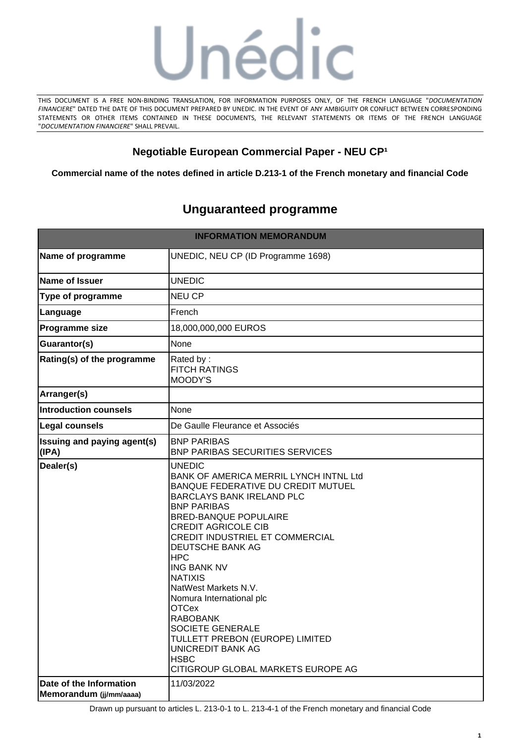Unédic

THIS DOCUMENT IS A FREE NON-BINDING TRANSLATION, FOR INFORMATION PURPOSES ONLY, OF THE FRENCH LANGUAGE "*DOCUMENTATION FINANCIERE*" DATED THE DATE OF THIS DOCUMENT PREPARED BY UNEDIC. IN THE EVENT OF ANY AMBIGUITY OR CONFLICT BETWEEN CORRESPONDING STATEMENTS OR OTHER ITEMS CONTAINED IN THESE DOCUMENTS, THE RELEVANT STATEMENTS OR ITEMS OF THE FRENCH LANGUAGE "*DOCUMENTATION FINANCIERE*" SHALL PREVAIL.

## Negotiable European Commercial Paper - NEU CP[1]

**Commercial name of the notes defined in article D.213-1 of the French monetary and financial Code**

# Unguaranteed programme

| INFORMATION MEMORANDUM | |
|---|---|
| **Name of programme** | UNEDIC, NEU CP (ID Programme 1698) |
| **Name of Issuer** | UNEDIC |
| **Type of programme** | NEU CP |
| **Language** | French |
| **Programme size** | 18,000,000,000 EUROS |
| **Guarantor(s)** | None |
| **Rating(s) of the programme** | Rated by :<br>FITCH RATINGS<br>MOODY'S |
| **Arranger(s)** | |
| **Introduction counsels** | None |
| **Legal counsels** | De Gaulle Fleurance et Associés |
| **Issuing and paying agent(s) (IPA)** | BNP PARIBAS<br>BNP PARIBAS SECURITIES SERVICES |
| **Dealer(s)** | UNEDIC<br>BANK OF AMERICA MERRIL LYNCH INTNL Ltd<br>BANQUE FEDERATIVE DU CREDIT MUTUEL<br>BARCLAYS BANK IRELAND PLC<br>BNP PARIBAS<br>BRED-BANQUE POPULAIRE<br>CREDIT AGRICOLE CIB<br>CREDIT INDUSTRIEL ET COMMERCIAL<br>DEUTSCHE BANK AG<br>HPC<br>ING BANK NV<br>NATIXIS<br>NatWest Markets N.V.<br>Nomura International plc<br>OTCex<br>RABOBANK<br>SOCIETE GENERALE<br>TULLETT PREBON (EUROPE) LIMITED<br>UNICREDIT BANK AG<br>HSBC<br>CITIGROUP GLOBAL MARKETS EUROPE AG |
| **Date of the Information Memorandum (jj/mm/aaaa)** | 11/03/2022 |

Drawn up pursuant to articles L. 213-0-1 to L. 213-4-1 of the French monetary and financial Code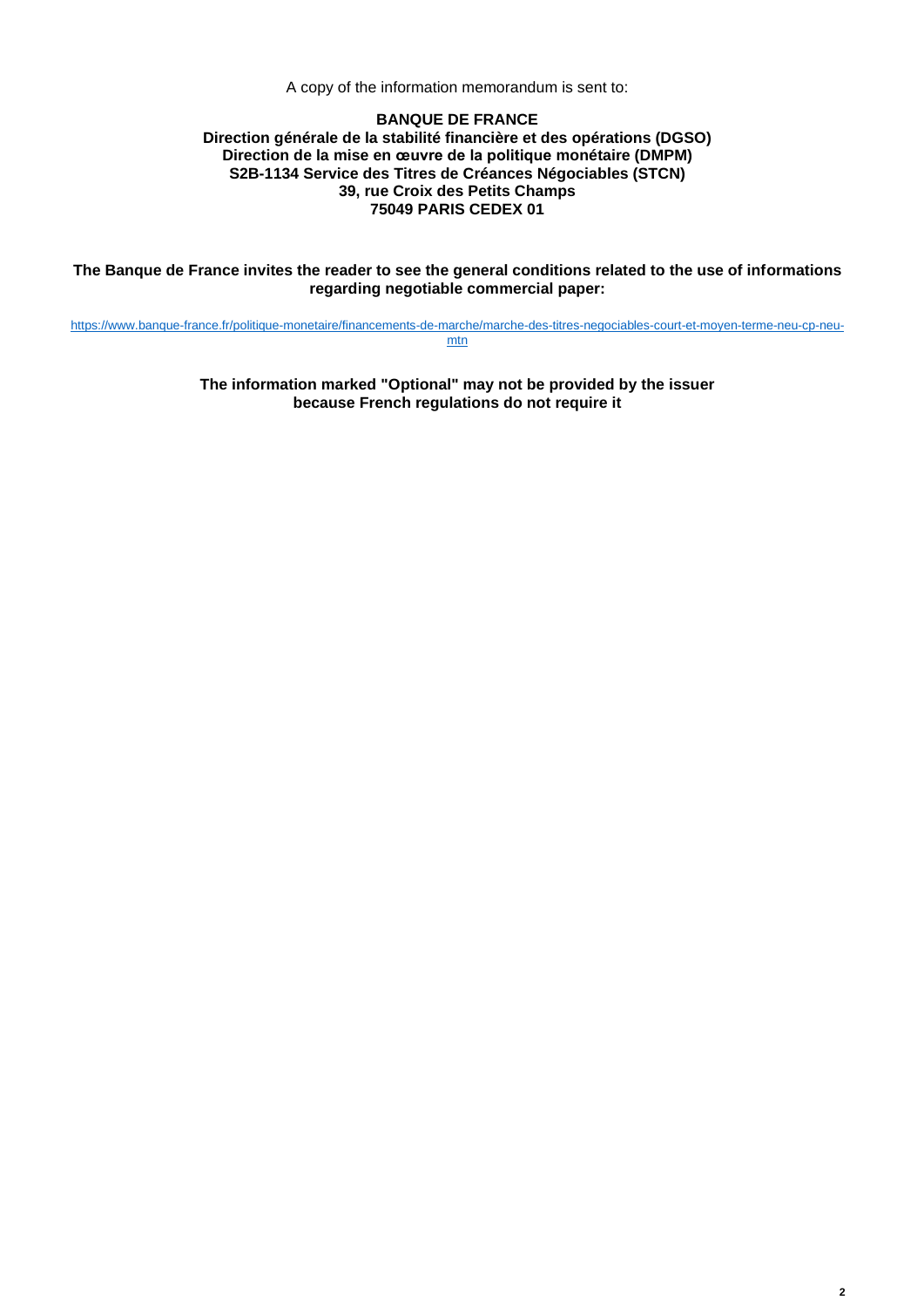A copy of the information memorandum is sent to:

**BANQUE DE FRANCE**
**Direction générale de la stabilité financière et des opérations (DGSO)**
**Direction de la mise en œuvre de la politique monétaire (DMPM)**
**S2B-1134 Service des Titres de Créances Négociables (STCN)**
**39, rue Croix des Petits Champs**
**75049 PARIS CEDEX 01**

**The Banque de France invites the reader to see the general conditions related to the use of informations regarding negotiable commercial paper:**

https://www.banque-france.fr/politique-monetaire/financements-de-marche/marche-des-titres-negociables-court-et-moyen-terme-neu-cp-neu-mtn

**The information marked "Optional" may not be provided by the issuer because French regulations do not require it**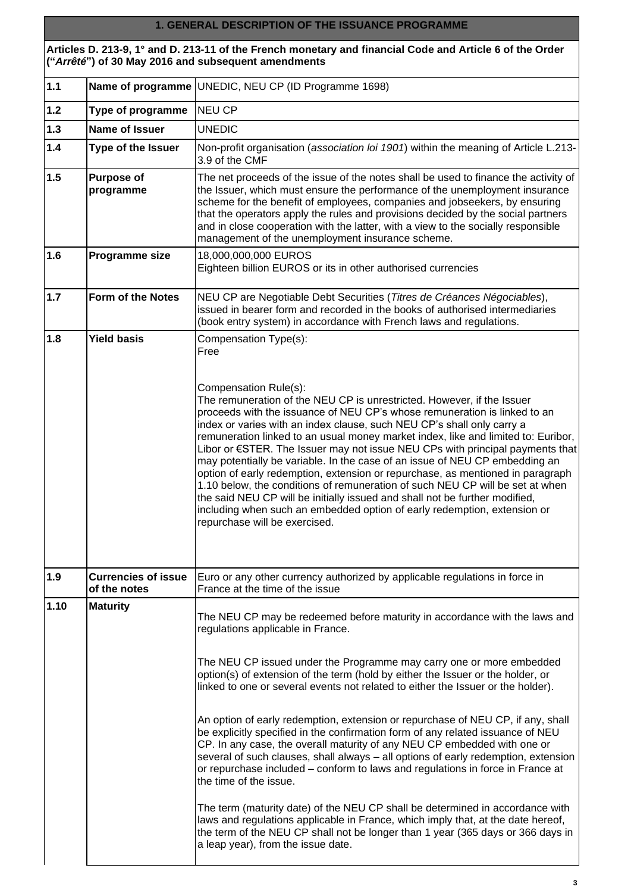## 1. GENERAL DESCRIPTION OF THE ISSUANCE PROGRAMME

**Articles D. 213-9, 1° and D. 213-11 of the French monetary and financial Code and Article 6 of the Order ("*Arrêté*") of 30 May 2016 and subsequent amendments**

| | | |
|---|---|---|
| **1.1** | **Name of programme** | UNEDIC, NEU CP (ID Programme 1698) |
| **1.2** | **Type of programme** | NEU CP |
| **1.3** | **Name of Issuer** | UNEDIC |
| **1.4** | **Type of the Issuer** | Non-profit organisation (*association loi 1901*) within the meaning of Article L.213-3.9 of the CMF |
| **1.5** | **Purpose of programme** | The net proceeds of the issue of the notes shall be used to finance the activity of the Issuer, which must ensure the performance of the unemployment insurance scheme for the benefit of employees, companies and jobseekers, by ensuring that the operators apply the rules and provisions decided by the social partners and in close cooperation with the latter, with a view to the socially responsible management of the unemployment insurance scheme. |
| **1.6** | **Programme size** | 18,000,000,000 EUROS<br>Eighteen billion EUROS or its in other authorised currencies |
| **1.7** | **Form of the Notes** | NEU CP are Negotiable Debt Securities (*Titres de Créances Négociables*), issued in bearer form and recorded in the books of authorised intermediaries (book entry system) in accordance with French laws and regulations. |
| **1.8** | **Yield basis** | Compensation Type(s):<br>Free<br><br>Compensation Rule(s):<br>The remuneration of the NEU CP is unrestricted. However, if the Issuer proceeds with the issuance of NEU CP's whose remuneration is linked to an index or varies with an index clause, such NEU CP's shall only carry a remuneration linked to an usual money market index, like and limited to: Euribor, Libor or €STER. The Issuer may not issue NEU CPs with principal payments that may potentially be variable. In the case of an issue of NEU CP embedding an option of early redemption, extension or repurchase, as mentioned in paragraph 1.10 below, the conditions of remuneration of such NEU CP will be set at when the said NEU CP will be initially issued and shall not be further modified, including when such an embedded option of early redemption, extension or repurchase will be exercised. |
| **1.9** | **Currencies of issue of the notes** | Euro or any other currency authorized by applicable regulations in force in France at the time of the issue |
| **1.10** | **Maturity** | The NEU CP may be redeemed before maturity in accordance with the laws and regulations applicable in France.<br><br>The NEU CP issued under the Programme may carry one or more embedded option(s) of extension of the term (hold by either the Issuer or the holder, or linked to one or several events not related to either the Issuer or the holder).<br><br>An option of early redemption, extension or repurchase of NEU CP, if any, shall be explicitly specified in the confirmation form of any related issuance of NEU CP. In any case, the overall maturity of any NEU CP embedded with one or several of such clauses, shall always – all options of early redemption, extension or repurchase included – conform to laws and regulations in force in France at the time of the issue.<br><br>The term (maturity date) of the NEU CP shall be determined in accordance with laws and regulations applicable in France, which imply that, at the date hereof, the term of the NEU CP shall not be longer than 1 year (365 days or 366 days in a leap year), from the issue date. |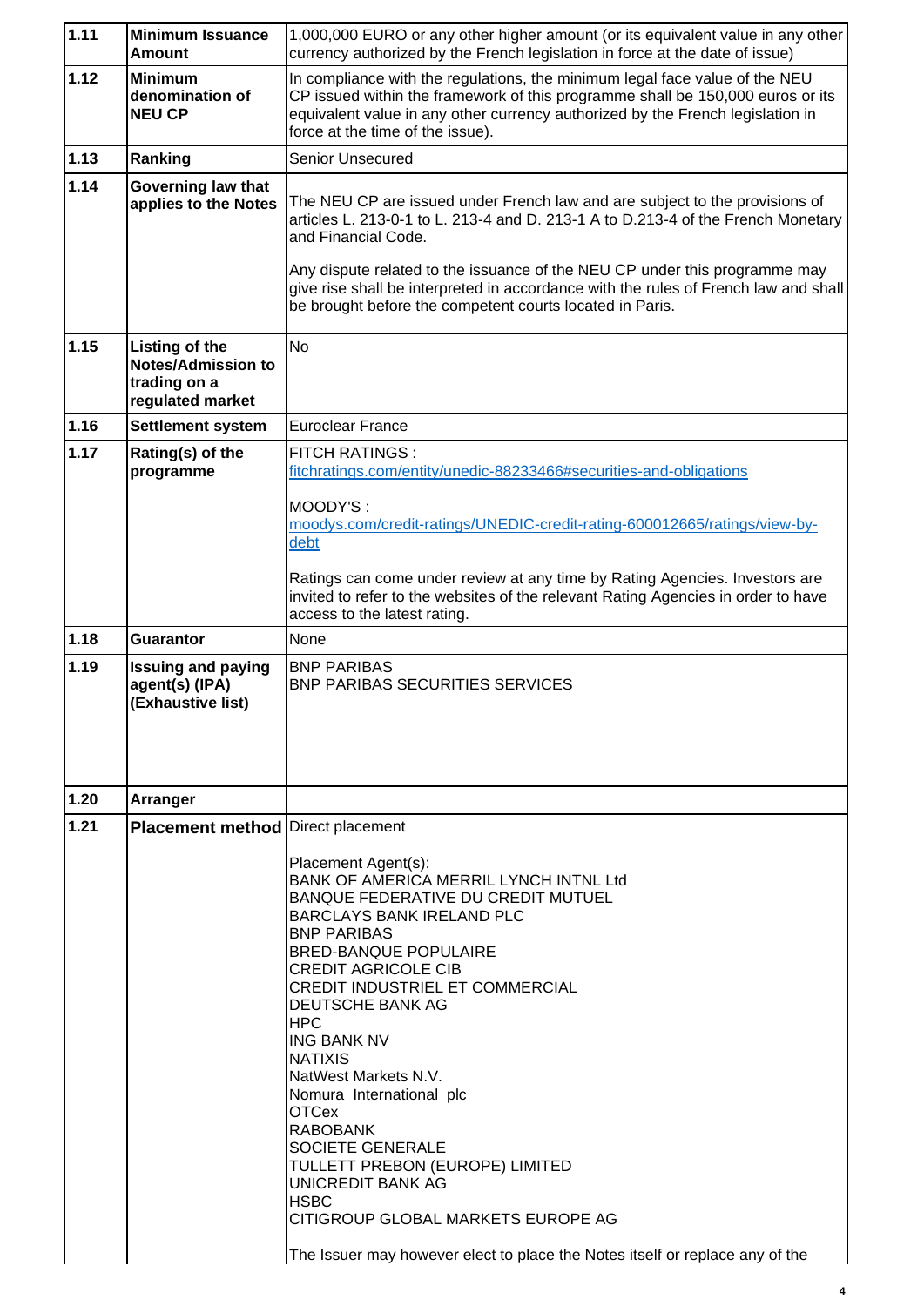| | | |
|---|---|---|
| **1.11** | **Minimum Issuance Amount** | 1,000,000 EURO or any other higher amount (or its equivalent value in any other currency authorized by the French legislation in force at the date of issue) |
| **1.12** | **Minimum denomination of NEU CP** | In compliance with the regulations, the minimum legal face value of the NEU CP issued within the framework of this programme shall be 150,000 euros or its equivalent value in any other currency authorized by the French legislation in force at the time of the issue). |
| **1.13** | **Ranking** | Senior Unsecured |
| **1.14** | **Governing law that applies to the Notes** | The NEU CP are issued under French law and are subject to the provisions of articles L. 213-0-1 to L. 213-4 and D. 213-1 A to D.213-4 of the French Monetary and Financial Code.<br><br>Any dispute related to the issuance of the NEU CP under this programme may give rise shall be interpreted in accordance with the rules of French law and shall be brought before the competent courts located in Paris. |
| **1.15** | **Listing of the Notes/Admission to trading on a regulated market** | No |
| **1.16** | **Settlement system** | Euroclear France |
| **1.17** | **Rating(s) of the programme** | FITCH RATINGS :<br>fitchratings.com/entity/unedic-88233466#securities-and-obligations<br><br>MOODY'S :<br>moodys.com/credit-ratings/UNEDIC-credit-rating-600012665/ratings/view-by-debt<br><br>Ratings can come under review at any time by Rating Agencies. Investors are invited to refer to the websites of the relevant Rating Agencies in order to have access to the latest rating. |
| **1.18** | **Guarantor** | None |
| **1.19** | **Issuing and paying agent(s) (IPA) (Exhaustive list)** | BNP PARIBAS<br>BNP PARIBAS SECURITIES SERVICES |
| **1.20** | **Arranger** | |
| **1.21** | **Placement method** | Direct placement<br><br>Placement Agent(s):<br>BANK OF AMERICA MERRIL LYNCH INTNL Ltd<br>BANQUE FEDERATIVE DU CREDIT MUTUEL<br>BARCLAYS BANK IRELAND PLC<br>BNP PARIBAS<br>BRED-BANQUE POPULAIRE<br>CREDIT AGRICOLE CIB<br>CREDIT INDUSTRIEL ET COMMERCIAL<br>DEUTSCHE BANK AG<br>HPC<br>ING BANK NV<br>NATIXIS<br>NatWest Markets N.V.<br>Nomura International plc<br>OTCex<br>RABOBANK<br>SOCIETE GENERALE<br>TULLETT PREBON (EUROPE) LIMITED<br>UNICREDIT BANK AG<br>HSBC<br>CITIGROUP GLOBAL MARKETS EUROPE AG<br><br>The Issuer may however elect to place the Notes itself or replace any of the |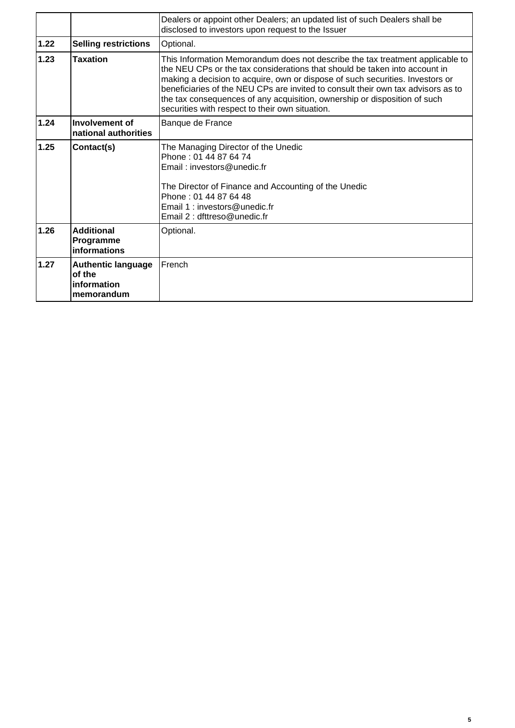| | | |
|---|---|---|
| | | Dealers or appoint other Dealers; an updated list of such Dealers shall be disclosed to investors upon request to the Issuer |
| **1.22** | **Selling restrictions** | Optional. |
| **1.23** | **Taxation** | This Information Memorandum does not describe the tax treatment applicable to the NEU CPs or the tax considerations that should be taken into account in making a decision to acquire, own or dispose of such securities. Investors or beneficiaries of the NEU CPs are invited to consult their own tax advisors as to the tax consequences of any acquisition, ownership or disposition of such securities with respect to their own situation. |
| **1.24** | **Involvement of national authorities** | Banque de France |
| **1.25** | **Contact(s)** | The Managing Director of the Unedic<br>Phone : 01 44 87 64 74<br>Email : investors@unedic.fr<br><br>The Director of Finance and Accounting of the Unedic<br>Phone : 01 44 87 64 48<br>Email 1 : investors@unedic.fr<br>Email 2 : dfttreso@unedic.fr |
| **1.26** | **Additional Programme informations** | Optional. |
| **1.27** | **Authentic language of the information memorandum** | French |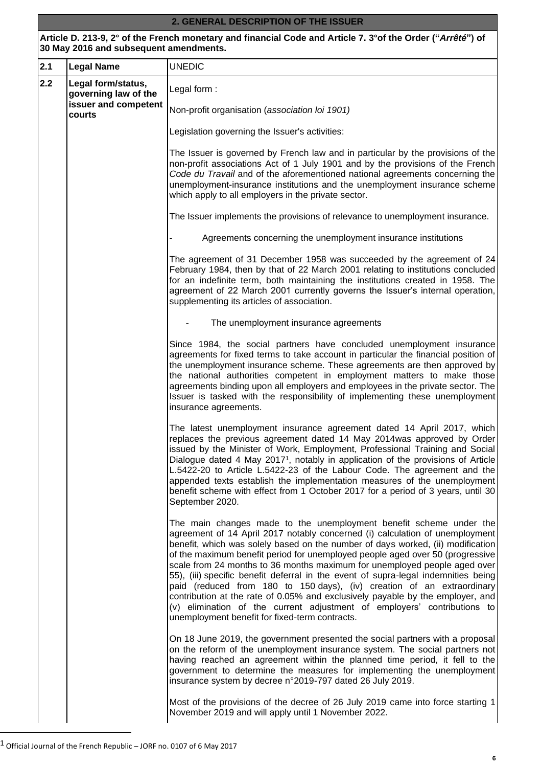| 2. GENERAL DESCRIPTION OF THE ISSUER | | |
|---|---|---|
| **Article D. 213-9, 2° of the French monetary and financial Code and Article 7. 3°of the Order ("*Arrêté*") of 30 May 2016 and subsequent amendments.** | | |
| **2.1** | **Legal Name** | UNEDIC |
| **2.2** | **Legal form/status, governing law of the issuer and competent courts** | Legal form :<br><br>Non-profit organisation (*association loi 1901)*<br><br>Legislation governing the Issuer's activities:<br><br>The Issuer is governed by French law and in particular by the provisions of the non-profit associations Act of 1 July 1901 and by the provisions of the French *Code du Travail* and of the aforementioned national agreements concerning the unemployment-insurance institutions and the unemployment insurance scheme which apply to all employers in the private sector.<br><br>The Issuer implements the provisions of relevance to unemployment insurance.<br><br>- Agreements concerning the unemployment insurance institutions<br><br>The agreement of 31 December 1958 was succeeded by the agreement of 24 February 1984, then by that of 22 March 2001 relating to institutions concluded for an indefinite term, both maintaining the institutions created in 1958. The agreement of 22 March 2001 currently governs the Issuer's internal operation, supplementing its articles of association.<br><br>- The unemployment insurance agreements<br><br>Since 1984, the social partners have concluded unemployment insurance agreements for fixed terms to take account in particular the financial position of the unemployment insurance scheme. These agreements are then approved by the national authorities competent in employment matters to make those agreements binding upon all employers and employees in the private sector. The Issuer is tasked with the responsibility of implementing these unemployment insurance agreements.<br><br>The latest unemployment insurance agreement dated 14 April 2017, which replaces the previous agreement dated 14 May 2014was approved by Order issued by the Minister of Work, Employment, Professional Training and Social Dialogue dated 4 May 2017[1], notably in application of the provisions of Article L.5422-20 to Article L.5422-23 of the Labour Code. The agreement and the appended texts establish the implementation measures of the unemployment benefit scheme with effect from 1 October 2017 for a period of 3 years, until 30 September 2020.<br><br>The main changes made to the unemployment benefit scheme under the agreement of 14 April 2017 notably concerned (i) calculation of unemployment benefit, which was solely based on the number of days worked, (ii) modification of the maximum benefit period for unemployed people aged over 50 (progressive scale from 24 months to 36 months maximum for unemployed people aged over 55), (iii) specific benefit deferral in the event of supra-legal indemnities being paid (reduced from 180 to 150 days), (iv) creation of an extraordinary contribution at the rate of 0.05% and exclusively payable by the employer, and (v) elimination of the current adjustment of employers' contributions to unemployment benefit for fixed-term contracts.<br><br>On 18 June 2019, the government presented the social partners with a proposal on the reform of the unemployment insurance system. The social partners not having reached an agreement within the planned time period, it fell to the government to determine the measures for implementing the unemployment insurance system by decree n°2019-797 dated 26 July 2019.<br><br>Most of the provisions of the decree of 26 July 2019 came into force starting 1 November 2019 and will apply until 1 November 2022. |

[1] Official Journal of the French Republic – JORF no. 0107 of 6 May 2017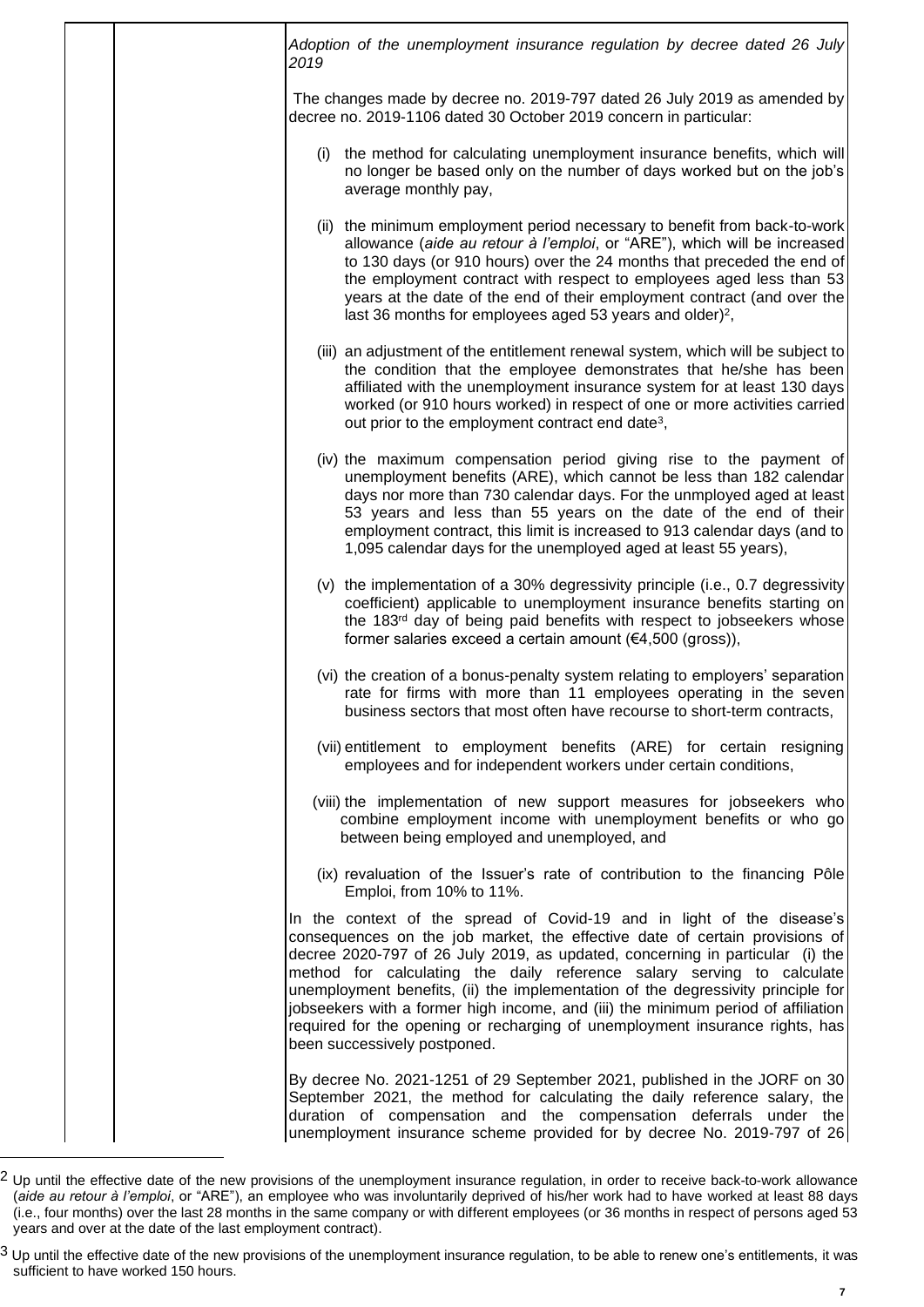*Adoption of the unemployment insurance regulation by decree dated 26 July 2019*

The changes made by decree no. 2019-797 dated 26 July 2019 as amended by decree no. 2019-1106 dated 30 October 2019 concern in particular:

(i) the method for calculating unemployment insurance benefits, which will no longer be based only on the number of days worked but on the job's average monthly pay,

(ii) the minimum employment period necessary to benefit from back-to-work allowance (*aide au retour à l'emploi*, or "ARE"), which will be increased to 130 days (or 910 hours) over the 24 months that preceded the end of the employment contract with respect to employees aged less than 53 years at the date of the end of their employment contract (and over the last 36 months for employees aged 53 years and older)[2],

(iii) an adjustment of the entitlement renewal system, which will be subject to the condition that the employee demonstrates that he/she has been affiliated with the unemployment insurance system for at least 130 days worked (or 910 hours worked) in respect of one or more activities carried out prior to the employment contract end date[3],

(iv) the maximum compensation period giving rise to the payment of unemployment benefits (ARE), which cannot be less than 182 calendar days nor more than 730 calendar days. For the unmployed aged at least 53 years and less than 55 years on the date of the end of their employment contract, this limit is increased to 913 calendar days (and to 1,095 calendar days for the unemployed aged at least 55 years),

(v) the implementation of a 30% degressivity principle (i.e., 0.7 degressivity coefficient) applicable to unemployment insurance benefits starting on the 183rd day of being paid benefits with respect to jobseekers whose former salaries exceed a certain amount (€4,500 (gross)),

(vi) the creation of a bonus-penalty system relating to employers' separation rate for firms with more than 11 employees operating in the seven business sectors that most often have recourse to short-term contracts,

(vii) entitlement to employment benefits (ARE) for certain resigning employees and for independent workers under certain conditions,

(viii) the implementation of new support measures for jobseekers who combine employment income with unemployment benefits or who go between being employed and unemployed, and

(ix) revaluation of the Issuer's rate of contribution to the financing Pôle Emploi, from 10% to 11%.

In the context of the spread of Covid-19 and in light of the disease's consequences on the job market, the effective date of certain provisions of decree 2020-797 of 26 July 2019, as updated, concerning in particular (i) the method for calculating the daily reference salary serving to calculate unemployment benefits, (ii) the implementation of the degressivity principle for jobseekers with a former high income, and (iii) the minimum period of affiliation required for the opening or recharging of unemployment insurance rights, has been successively postponed.

By decree No. 2021-1251 of 29 September 2021, published in the JORF on 30 September 2021, the method for calculating the daily reference salary, the duration of compensation and the compensation deferrals under the unemployment insurance scheme provided for by decree No. 2019-797 of 26

---

[2] Up until the effective date of the new provisions of the unemployment insurance regulation, in order to receive back-to-work allowance (*aide au retour à l'emploi*, or "ARE"), an employee who was involuntarily deprived of his/her work had to have worked at least 88 days (i.e., four months) over the last 28 months in the same company or with different employees (or 36 months in respect of persons aged 53 years and over at the date of the last employment contract).

[3] Up until the effective date of the new provisions of the unemployment insurance regulation, to be able to renew one's entitlements, it was sufficient to have worked 150 hours.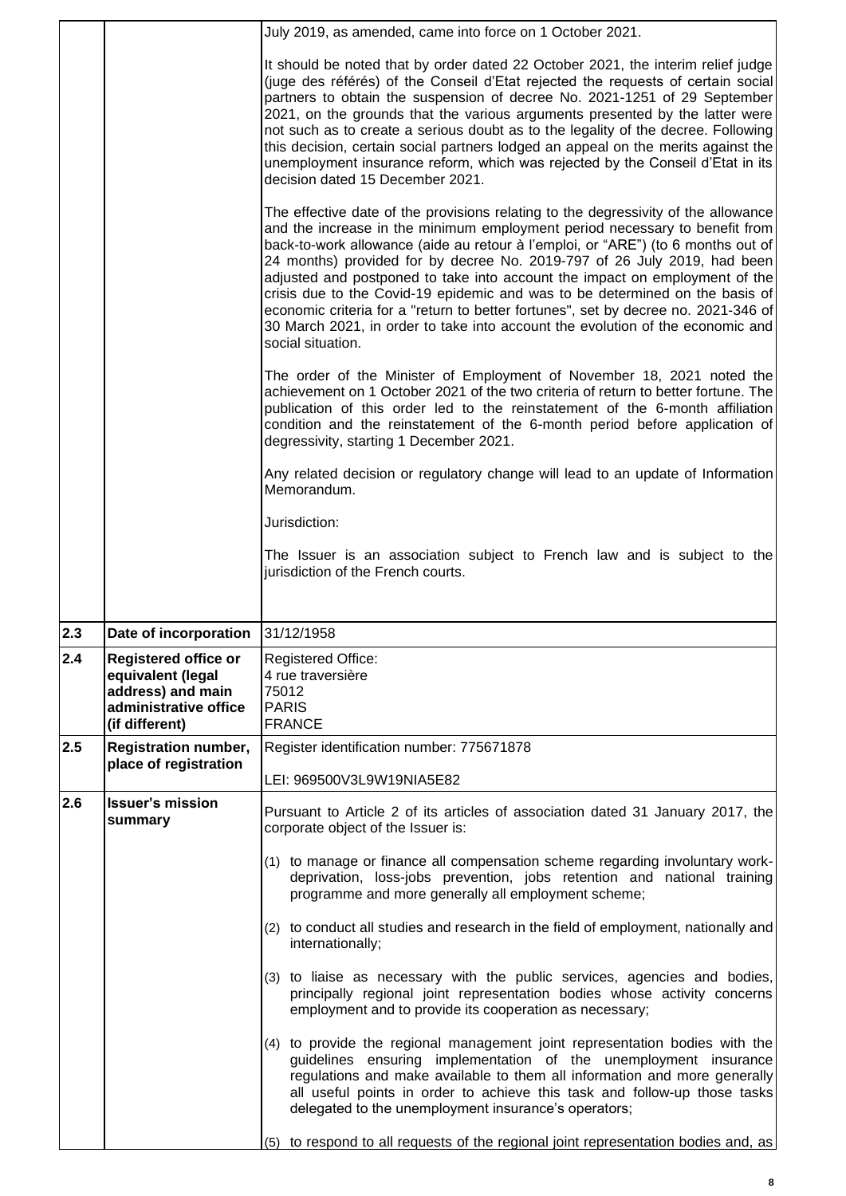| | | |
|---|---|---|
| | | July 2019, as amended, came into force on 1 October 2021.<br><br>It should be noted that by order dated 22 October 2021, the interim relief judge (juge des référés) of the Conseil d'Etat rejected the requests of certain social partners to obtain the suspension of decree No. 2021-1251 of 29 September 2021, on the grounds that the various arguments presented by the latter were not such as to create a serious doubt as to the legality of the decree. Following this decision, certain social partners lodged an appeal on the merits against the unemployment insurance reform, which was rejected by the Conseil d'Etat in its decision dated 15 December 2021.<br><br>The effective date of the provisions relating to the degressivity of the allowance and the increase in the minimum employment period necessary to benefit from back-to-work allowance (aide au retour à l'emploi, or "ARE") (to 6 months out of 24 months) provided for by decree No. 2019-797 of 26 July 2019, had been adjusted and postponed to take into account the impact on employment of the crisis due to the Covid-19 epidemic and was to be determined on the basis of economic criteria for a "return to better fortunes", set by decree no. 2021-346 of 30 March 2021, in order to take into account the evolution of the economic and social situation.<br><br>The order of the Minister of Employment of November 18, 2021 noted the achievement on 1 October 2021 of the two criteria of return to better fortune. The publication of this order led to the reinstatement of the 6-month affiliation condition and the reinstatement of the 6-month period before application of degressivity, starting 1 December 2021.<br><br>Any related decision or regulatory change will lead to an update of Information Memorandum.<br><br>Jurisdiction:<br><br>The Issuer is an association subject to French law and is subject to the jurisdiction of the French courts. |
| **2.3** | **Date of incorporation** | 31/12/1958 |
| **2.4** | **Registered office or equivalent (legal address) and main administrative office (if different)** | Registered Office:<br>4 rue traversière<br>75012<br>PARIS<br>FRANCE |
| **2.5** | **Registration number, place of registration** | Register identification number: 775671878<br><br>LEI: 969500V3L9W19NIA5E82 |
| **2.6** | **Issuer's mission summary** | Pursuant to Article 2 of its articles of association dated 31 January 2017, the corporate object of the Issuer is:<br><br>(1) to manage or finance all compensation scheme regarding involuntary work-deprivation, loss-jobs prevention, jobs retention and national training programme and more generally all employment scheme;<br><br>(2) to conduct all studies and research in the field of employment, nationally and internationally;<br><br>(3) to liaise as necessary with the public services, agencies and bodies, principally regional joint representation bodies whose activity concerns employment and to provide its cooperation as necessary;<br><br>(4) to provide the regional management joint representation bodies with the guidelines ensuring implementation of the unemployment insurance regulations and make available to them all information and more generally all useful points in order to achieve this task and follow-up those tasks delegated to the unemployment insurance's operators;<br><br>(5) to respond to all requests of the regional joint representation bodies and, as |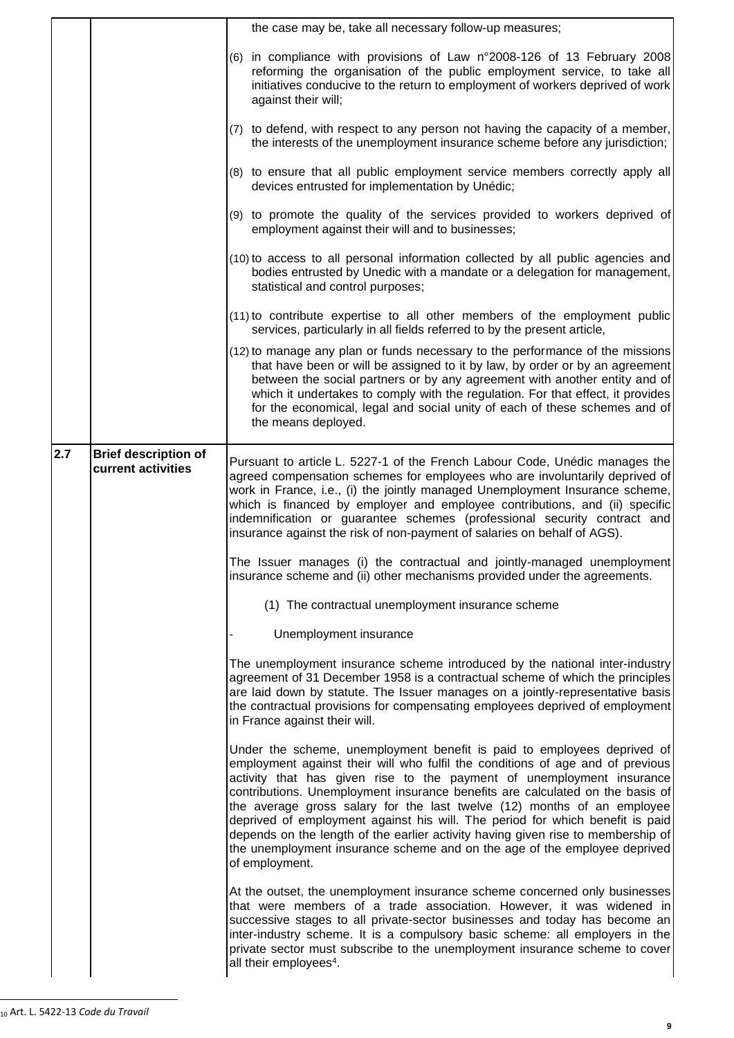| | | |
|---|---|---|
| | | the case may be, take all necessary follow-up measures;<br><br>(6) in compliance with provisions of Law n°2008-126 of 13 February 2008 reforming the organisation of the public employment service, to take all initiatives conducive to the return to employment of workers deprived of work against their will;<br><br>(7) to defend, with respect to any person not having the capacity of a member, the interests of the unemployment insurance scheme before any jurisdiction;<br><br>(8) to ensure that all public employment service members correctly apply all devices entrusted for implementation by Unédic;<br><br>(9) to promote the quality of the services provided to workers deprived of employment against their will and to businesses;<br><br>(10) to access to all personal information collected by all public agencies and bodies entrusted by Unedic with a mandate or a delegation for management, statistical and control purposes;<br><br>(11) to contribute expertise to all other members of the employment public services, particularly in all fields referred to by the present article,<br><br>(12) to manage any plan or funds necessary to the performance of the missions that have been or will be assigned to it by law, by order or by an agreement between the social partners or by any agreement with another entity and of which it undertakes to comply with the regulation. For that effect, it provides for the economical, legal and social unity of each of these schemes and of the means deployed. |
| **2.7** | **Brief description of current activities** | Pursuant to article L. 5227-1 of the French Labour Code, Unédic manages the agreed compensation schemes for employees who are involuntarily deprived of work in France, i.e., (i) the jointly managed Unemployment Insurance scheme, which is financed by employer and employee contributions, and (ii) specific indemnification or guarantee schemes (professional security contract and insurance against the risk of non-payment of salaries on behalf of AGS).<br><br>The Issuer manages (i) the contractual and jointly-managed unemployment insurance scheme and (ii) other mechanisms provided under the agreements.<br><br>(1) The contractual unemployment insurance scheme<br><br>- Unemployment insurance<br><br>The unemployment insurance scheme introduced by the national inter-industry agreement of 31 December 1958 is a contractual scheme of which the principles are laid down by statute. The Issuer manages on a jointly-representative basis the contractual provisions for compensating employees deprived of employment in France against their will.<br><br>Under the scheme, unemployment benefit is paid to employees deprived of employment against their will who fulfil the conditions of age and of previous activity that has given rise to the payment of unemployment insurance contributions. Unemployment insurance benefits are calculated on the basis of the average gross salary for the last twelve (12) months of an employee deprived of employment against his will. The period for which benefit is paid depends on the length of the earlier activity having given rise to membership of the unemployment insurance scheme and on the age of the employee deprived of employment.<br><br>At the outset, the unemployment insurance scheme concerned only businesses that were members of a trade association. However, it was widened in successive stages to all private-sector businesses and today has become an inter-industry scheme. It is a compulsory basic scheme: all employers in the private sector must subscribe to the unemployment insurance scheme to cover all their employees[4]. |

[10] Art. L. 5422-13 *Code du Travail*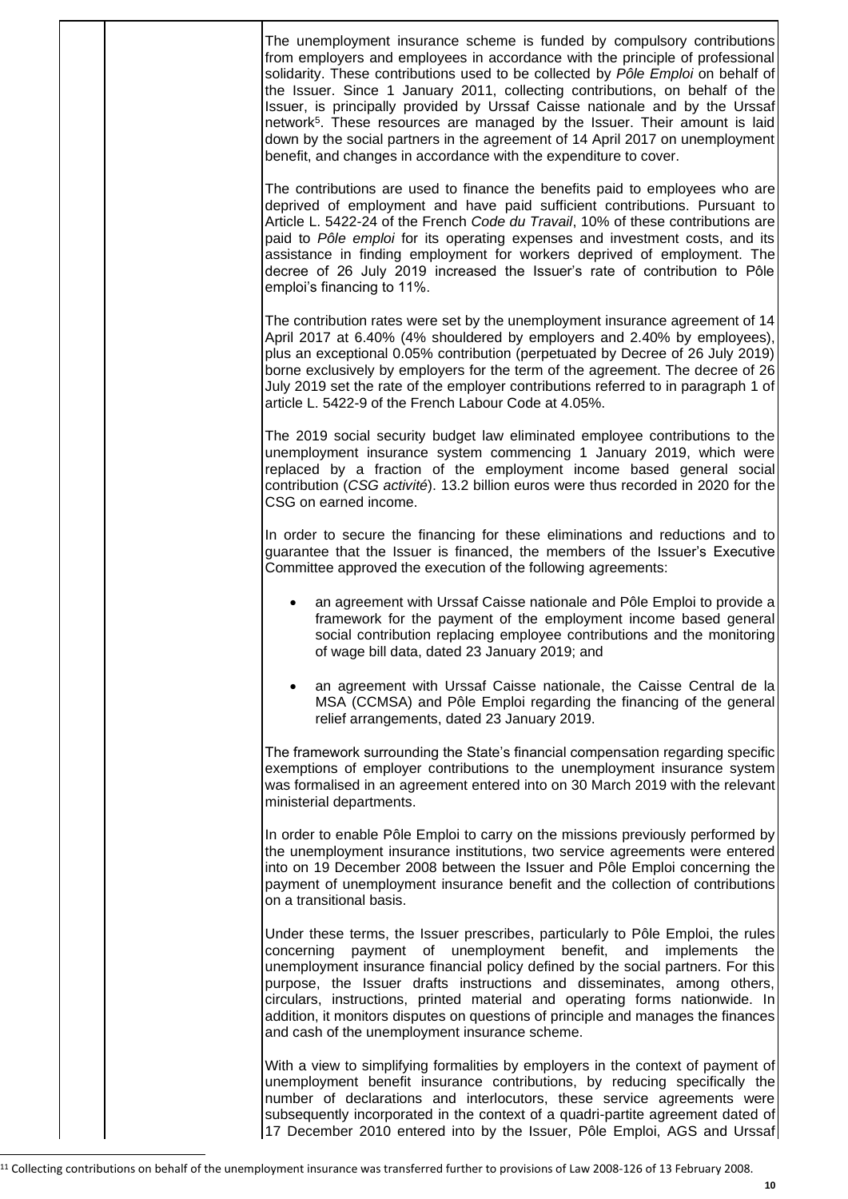The unemployment insurance scheme is funded by compulsory contributions from employers and employees in accordance with the principle of professional solidarity. These contributions used to be collected by *Pôle Emploi* on behalf of the Issuer. Since 1 January 2011, collecting contributions, on behalf of the Issuer, is principally provided by Urssaf Caisse nationale and by the Urssaf network[5]. These resources are managed by the Issuer. Their amount is laid down by the social partners in the agreement of 14 April 2017 on unemployment benefit, and changes in accordance with the expenditure to cover.

The contributions are used to finance the benefits paid to employees who are deprived of employment and have paid sufficient contributions. Pursuant to Article L. 5422-24 of the French *Code du Travail*, 10% of these contributions are paid to *Pôle emploi* for its operating expenses and investment costs, and its assistance in finding employment for workers deprived of employment. The decree of 26 July 2019 increased the Issuer's rate of contribution to Pôle emploi's financing to 11%.

The contribution rates were set by the unemployment insurance agreement of 14 April 2017 at 6.40% (4% shouldered by employers and 2.40% by employees), plus an exceptional 0.05% contribution (perpetuated by Decree of 26 July 2019) borne exclusively by employers for the term of the agreement. The decree of 26 July 2019 set the rate of the employer contributions referred to in paragraph 1 of article L. 5422-9 of the French Labour Code at 4.05%.

The 2019 social security budget law eliminated employee contributions to the unemployment insurance system commencing 1 January 2019, which were replaced by a fraction of the employment income based general social contribution (*CSG activité*). 13.2 billion euros were thus recorded in 2020 for the CSG on earned income.

In order to secure the financing for these eliminations and reductions and to guarantee that the Issuer is financed, the members of the Issuer's Executive Committee approved the execution of the following agreements:

- an agreement with Urssaf Caisse nationale and Pôle Emploi to provide a framework for the payment of the employment income based general social contribution replacing employee contributions and the monitoring of wage bill data, dated 23 January 2019; and
- an agreement with Urssaf Caisse nationale, the Caisse Central de la MSA (CCMSA) and Pôle Emploi regarding the financing of the general relief arrangements, dated 23 January 2019.

The framework surrounding the State's financial compensation regarding specific exemptions of employer contributions to the unemployment insurance system was formalised in an agreement entered into on 30 March 2019 with the relevant ministerial departments.

In order to enable Pôle Emploi to carry on the missions previously performed by the unemployment insurance institutions, two service agreements were entered into on 19 December 2008 between the Issuer and Pôle Emploi concerning the payment of unemployment insurance benefit and the collection of contributions on a transitional basis.

Under these terms, the Issuer prescribes, particularly to Pôle Emploi, the rules concerning payment of unemployment benefit, and implements the unemployment insurance financial policy defined by the social partners. For this purpose, the Issuer drafts instructions and disseminates, among others, circulars, instructions, printed material and operating forms nationwide. In addition, it monitors disputes on questions of principle and manages the finances and cash of the unemployment insurance scheme.

With a view to simplifying formalities by employers in the context of payment of unemployment benefit insurance contributions, by reducing specifically the number of declarations and interlocutors, these service agreements were subsequently incorporated in the context of a quadri-partite agreement dated of 17 December 2010 entered into by the Issuer, Pôle Emploi, AGS and Urssaf

[11] Collecting contributions on behalf of the unemployment insurance was transferred further to provisions of Law 2008-126 of 13 February 2008.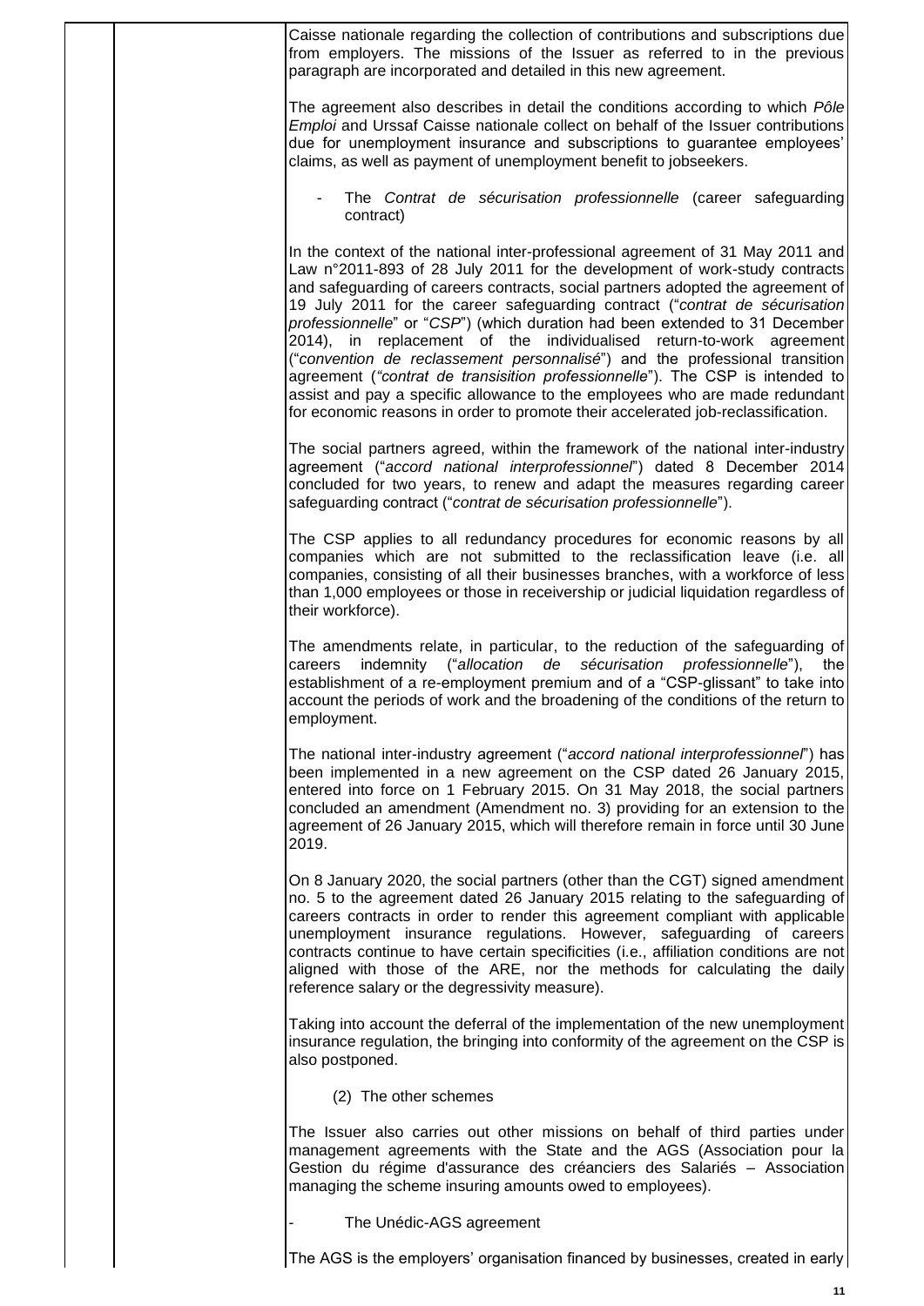Caisse nationale regarding the collection of contributions and subscriptions due from employers. The missions of the Issuer as referred to in the previous paragraph are incorporated and detailed in this new agreement.

The agreement also describes in detail the conditions according to which *Pôle Emploi* and Urssaf Caisse nationale collect on behalf of the Issuer contributions due for unemployment insurance and subscriptions to guarantee employees' claims, as well as payment of unemployment benefit to jobseekers.

- The *Contrat de sécurisation professionnelle* (career safeguarding contract)

In the context of the national inter-professional agreement of 31 May 2011 and Law n°2011-893 of 28 July 2011 for the development of work-study contracts and safeguarding of careers contracts, social partners adopted the agreement of 19 July 2011 for the career safeguarding contract ("*contrat de sécurisation professionnelle*" or "*CSP*") (which duration had been extended to 31 December 2014), in replacement of the individualised return-to-work agreement ("*convention de reclassement personnalisé*") and the professional transition agreement (*"contrat de transisition professionnelle*"). The CSP is intended to assist and pay a specific allowance to the employees who are made redundant for economic reasons in order to promote their accelerated job-reclassification.

The social partners agreed, within the framework of the national inter-industry agreement ("*accord national interprofessionnel*") dated 8 December 2014 concluded for two years, to renew and adapt the measures regarding career safeguarding contract ("*contrat de sécurisation professionnelle*").

The CSP applies to all redundancy procedures for economic reasons by all companies which are not submitted to the reclassification leave (i.e. all companies, consisting of all their businesses branches, with a workforce of less than 1,000 employees or those in receivership or judicial liquidation regardless of their workforce).

The amendments relate, in particular, to the reduction of the safeguarding of careers indemnity ("*allocation de sécurisation professionnelle*"), the establishment of a re-employment premium and of a "CSP-glissant" to take into account the periods of work and the broadening of the conditions of the return to employment.

The national inter-industry agreement ("*accord national interprofessionnel*") has been implemented in a new agreement on the CSP dated 26 January 2015, entered into force on 1 February 2015. On 31 May 2018, the social partners concluded an amendment (Amendment no. 3) providing for an extension to the agreement of 26 January 2015, which will therefore remain in force until 30 June 2019.

On 8 January 2020, the social partners (other than the CGT) signed amendment no. 5 to the agreement dated 26 January 2015 relating to the safeguarding of careers contracts in order to render this agreement compliant with applicable unemployment insurance regulations. However, safeguarding of careers contracts continue to have certain specificities (i.e., affiliation conditions are not aligned with those of the ARE, nor the methods for calculating the daily reference salary or the degressivity measure).

Taking into account the deferral of the implementation of the new unemployment insurance regulation, the bringing into conformity of the agreement on the CSP is also postponed.

(2) The other schemes

The Issuer also carries out other missions on behalf of third parties under management agreements with the State and the AGS (Association pour la Gestion du régime d'assurance des créanciers des Salariés – Association managing the scheme insuring amounts owed to employees).

- The Unédic-AGS agreement

The AGS is the employers' organisation financed by businesses, created in early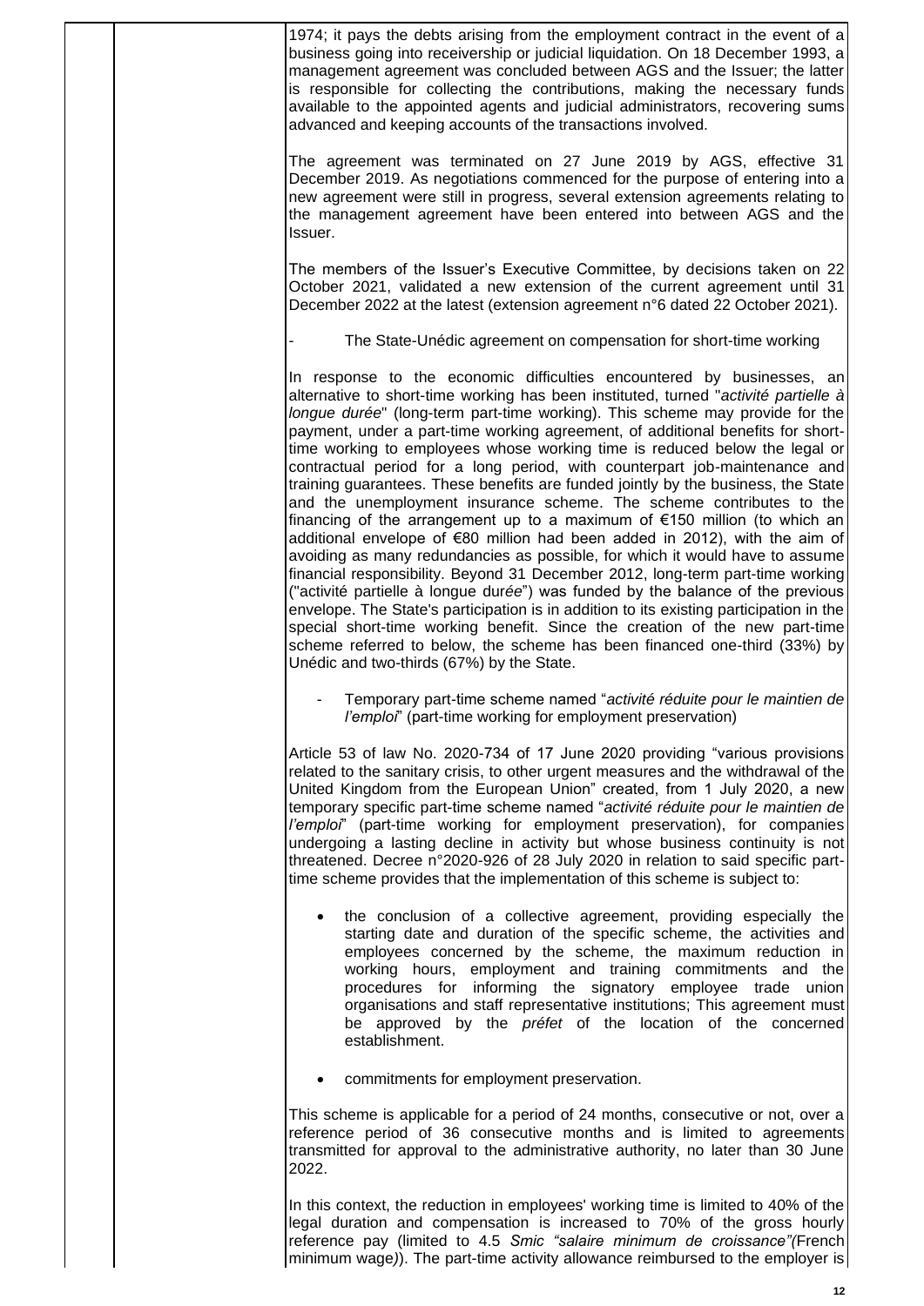1974; it pays the debts arising from the employment contract in the event of a business going into receivership or judicial liquidation. On 18 December 1993, a management agreement was concluded between AGS and the Issuer; the latter is responsible for collecting the contributions, making the necessary funds available to the appointed agents and judicial administrators, recovering sums advanced and keeping accounts of the transactions involved.

The agreement was terminated on 27 June 2019 by AGS, effective 31 December 2019. As negotiations commenced for the purpose of entering into a new agreement were still in progress, several extension agreements relating to the management agreement have been entered into between AGS and the Issuer.

The members of the Issuer's Executive Committee, by decisions taken on 22 October 2021, validated a new extension of the current agreement until 31 December 2022 at the latest (extension agreement n°6 dated 22 October 2021).

- The State-Unédic agreement on compensation for short-time working

In response to the economic difficulties encountered by businesses, an alternative to short-time working has been instituted, turned "*activité partielle à longue durée*" (long-term part-time working). This scheme may provide for the payment, under a part-time working agreement, of additional benefits for short-time working to employees whose working time is reduced below the legal or contractual period for a long period, with counterpart job-maintenance and training guarantees. These benefits are funded jointly by the business, the State and the unemployment insurance scheme. The scheme contributes to the financing of the arrangement up to a maximum of €150 million (to which an additional envelope of €80 million had been added in 2012), with the aim of avoiding as many redundancies as possible, for which it would have to assume financial responsibility. Beyond 31 December 2012, long-term part-time working ("activité partielle à longue dur*ée*") was funded by the balance of the previous envelope. The State's participation is in addition to its existing participation in the special short-time working benefit. Since the creation of the new part-time scheme referred to below, the scheme has been financed one-third (33%) by Unédic and two-thirds (67%) by the State.

- Temporary part-time scheme named "*activité réduite pour le maintien de l'emploi*" (part-time working for employment preservation)

Article 53 of law No. 2020-734 of 17 June 2020 providing "various provisions related to the sanitary crisis, to other urgent measures and the withdrawal of the United Kingdom from the European Union" created, from 1 July 2020, a new temporary specific part-time scheme named "*activité réduite pour le maintien de l'emploi*" (part-time working for employment preservation), for companies undergoing a lasting decline in activity but whose business continuity is not threatened. Decree n°2020-926 of 28 July 2020 in relation to said specific part-time scheme provides that the implementation of this scheme is subject to:

- the conclusion of a collective agreement, providing especially the starting date and duration of the specific scheme, the activities and employees concerned by the scheme, the maximum reduction in working hours, employment and training commitments and the procedures for informing the signatory employee trade union organisations and staff representative institutions; This agreement must be approved by the *préfet* of the location of the concerned establishment.
- commitments for employment preservation.

This scheme is applicable for a period of 24 months, consecutive or not, over a reference period of 36 consecutive months and is limited to agreements transmitted for approval to the administrative authority, no later than 30 June 2022.

In this context, the reduction in employees' working time is limited to 40% of the legal duration and compensation is increased to 70% of the gross hourly reference pay (limited to 4.5 *Smic "salaire minimum de croissance"(*French minimum wage*)*). The part-time activity allowance reimbursed to the employer is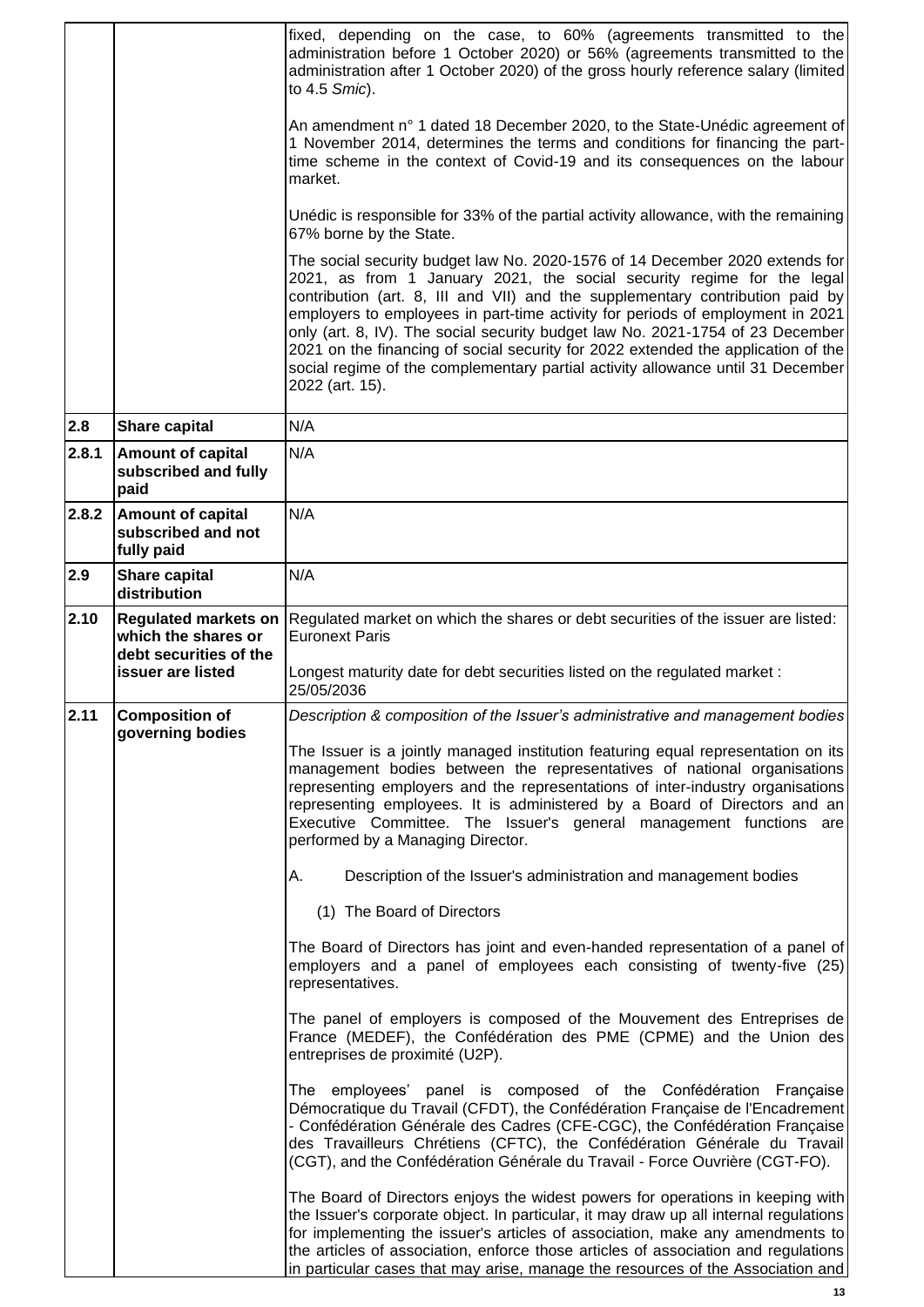| | | |
|---|---|---|
| | | fixed, depending on the case, to 60% (agreements transmitted to the administration before 1 October 2020) or 56% (agreements transmitted to the administration after 1 October 2020) of the gross hourly reference salary (limited to 4.5 *Smic*).<br><br>An amendment n° 1 dated 18 December 2020, to the State-Unédic agreement of 1 November 2014, determines the terms and conditions for financing the part-time scheme in the context of Covid-19 and its consequences on the labour market.<br><br>Unédic is responsible for 33% of the partial activity allowance, with the remaining 67% borne by the State.<br><br>The social security budget law No. 2020-1576 of 14 December 2020 extends for 2021, as from 1 January 2021, the social security regime for the legal contribution (art. 8, III and VII) and the supplementary contribution paid by employers to employees in part-time activity for periods of employment in 2021 only (art. 8, IV). The social security budget law No. 2021-1754 of 23 December 2021 on the financing of social security for 2022 extended the application of the social regime of the complementary partial activity allowance until 31 December 2022 (art. 15). |
| **2.8** | **Share capital** | N/A |
| **2.8.1** | **Amount of capital subscribed and fully paid** | N/A |
| **2.8.2** | **Amount of capital subscribed and not fully paid** | N/A |
| **2.9** | **Share capital distribution** | N/A |
| **2.10** | **Regulated markets on which the shares or debt securities of the issuer are listed** | Regulated market on which the shares or debt securities of the issuer are listed: Euronext Paris<br><br>Longest maturity date for debt securities listed on the regulated market : 25/05/2036 |
| **2.11** | **Composition of governing bodies** | *Description & composition of the Issuer's administrative and management bodies*<br><br>The Issuer is a jointly managed institution featuring equal representation on its management bodies between the representatives of national organisations representing employers and the representations of inter-industry organisations representing employees. It is administered by a Board of Directors and an Executive Committee. The Issuer's general management functions are performed by a Managing Director.<br><br>A. Description of the Issuer's administration and management bodies<br><br>(1) The Board of Directors<br><br>The Board of Directors has joint and even-handed representation of a panel of employers and a panel of employees each consisting of twenty-five (25) representatives.<br><br>The panel of employers is composed of the Mouvement des Entreprises de France (MEDEF), the Confédération des PME (CPME) and the Union des entreprises de proximité (U2P).<br><br>The employees' panel is composed of the Confédération Française Démocratique du Travail (CFDT), the Confédération Française de l'Encadrement - Confédération Générale des Cadres (CFE-CGC), the Confédération Française des Travailleurs Chrétiens (CFTC), the Confédération Générale du Travail (CGT), and the Confédération Générale du Travail - Force Ouvrière (CGT-FO).<br><br>The Board of Directors enjoys the widest powers for operations in keeping with the Issuer's corporate object. In particular, it may draw up all internal regulations for implementing the issuer's articles of association, make any amendments to the articles of association, enforce those articles of association and regulations in particular cases that may arise, manage the resources of the Association and |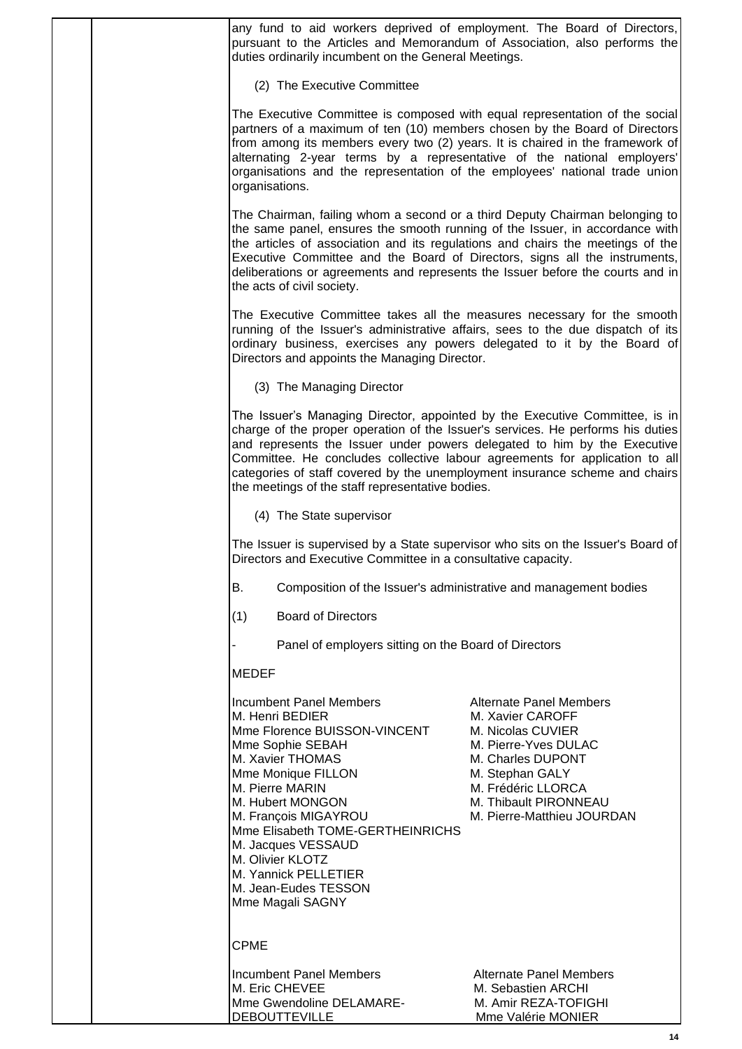any fund to aid workers deprived of employment. The Board of Directors, pursuant to the Articles and Memorandum of Association, also performs the duties ordinarily incumbent on the General Meetings.

(2) The Executive Committee

The Executive Committee is composed with equal representation of the social partners of a maximum of ten (10) members chosen by the Board of Directors from among its members every two (2) years. It is chaired in the framework of alternating 2-year terms by a representative of the national employers' organisations and the representation of the employees' national trade union organisations.

The Chairman, failing whom a second or a third Deputy Chairman belonging to the same panel, ensures the smooth running of the Issuer, in accordance with the articles of association and its regulations and chairs the meetings of the Executive Committee and the Board of Directors, signs all the instruments, deliberations or agreements and represents the Issuer before the courts and in the acts of civil society.

The Executive Committee takes all the measures necessary for the smooth running of the Issuer's administrative affairs, sees to the due dispatch of its ordinary business, exercises any powers delegated to it by the Board of Directors and appoints the Managing Director.

(3) The Managing Director

The Issuer's Managing Director, appointed by the Executive Committee, is in charge of the proper operation of the Issuer's services. He performs his duties and represents the Issuer under powers delegated to him by the Executive Committee. He concludes collective labour agreements for application to all categories of staff covered by the unemployment insurance scheme and chairs the meetings of the staff representative bodies.

(4) The State supervisor

The Issuer is supervised by a State supervisor who sits on the Issuer's Board of Directors and Executive Committee in a consultative capacity.

B. Composition of the Issuer's administrative and management bodies

(1) Board of Directors

- Panel of employers sitting on the Board of Directors

MEDEF

| Incumbent Panel Members | Alternate Panel Members |
|---|---|
| M. Henri BEDIER | M. Xavier CAROFF |
| Mme Florence BUISSON-VINCENT | M. Nicolas CUVIER |
| Mme Sophie SEBAH | M. Pierre-Yves DULAC |
| M. Xavier THOMAS | M. Charles DUPONT |
| Mme Monique FILLON | M. Stephan GALY |
| M. Pierre MARIN | M. Frédéric LLORCA |
| M. Hubert MONGON | M. Thibault PIRONNEAU |
| M. François MIGAYROU | M. Pierre-Matthieu JOURDAN |
| Mme Elisabeth TOME-GERTHEINRICHS | |
| M. Jacques VESSAUD | |
| M. Olivier KLOTZ | |
| M. Yannick PELLETIER | |
| M. Jean-Eudes TESSON | |
| Mme Magali SAGNY | |

CPME

| Incumbent Panel Members | Alternate Panel Members |
|---|---|
| M. Eric CHEVEE | M. Sebastien ARCHI |
| Mme Gwendoline DELAMARE-DEBOUTTEVILLE | M. Amir REZA-TOFIGHI |
| | Mme Valérie MONIER |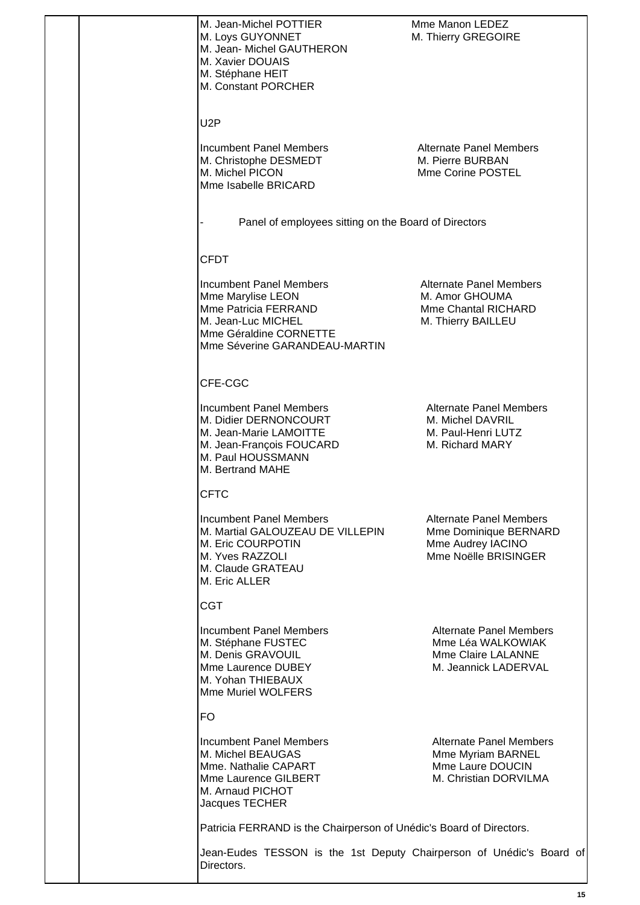| | |
|---|---|
| M. Jean-Michel POTTIER | Mme Manon LEDEZ |
| M. Loys GUYONNET | M. Thierry GREGOIRE |
| M. Jean- Michel GAUTHERON | |
| M. Xavier DOUAIS | |
| M. Stéphane HEIT | |
| M. Constant PORCHER | |

U2P

| Incumbent Panel Members | Alternate Panel Members |
|---|---|
| M. Christophe DESMEDT | M. Pierre BURBAN |
| M. Michel PICON | Mme Corine POSTEL |
| Mme Isabelle BRICARD | |

- Panel of employees sitting on the Board of Directors

CFDT

| Incumbent Panel Members | Alternate Panel Members |
|---|---|
| Mme Marylise LEON | M. Amor GHOUMA |
| Mme Patricia FERRAND | Mme Chantal RICHARD |
| M. Jean-Luc MICHEL | M. Thierry BAILLEU |
| Mme Géraldine CORNETTE | |
| Mme Séverine GARANDEAU-MARTIN | |

CFE-CGC

| Incumbent Panel Members | Alternate Panel Members |
|---|---|
| M. Didier DERNONCOURT | M. Michel DAVRIL |
| M. Jean-Marie LAMOITTE | M. Paul-Henri LUTZ |
| M. Jean-François FOUCARD | M. Richard MARY |
| M. Paul HOUSSMANN | |
| M. Bertrand MAHE | |

CFTC

| Incumbent Panel Members | Alternate Panel Members |
|---|---|
| M. Martial GALOUZEAU DE VILLEPIN | Mme Dominique BERNARD |
| M. Eric COURPOTIN | Mme Audrey IACINO |
| M. Yves RAZZOLI | Mme Noëlle BRISINGER |
| M. Claude GRATEAU | |
| M. Eric ALLER | |

CGT

| Incumbent Panel Members | Alternate Panel Members |
|---|---|
| M. Stéphane FUSTEC | Mme Léa WALKOWIAK |
| M. Denis GRAVOUIL | Mme Claire LALANNE |
| Mme Laurence DUBEY | M. Jeannick LADERVAL |
| M. Yohan THIEBAUX | |
| Mme Muriel WOLFERS | |

FO

| Incumbent Panel Members | Alternate Panel Members |
|---|---|
| M. Michel BEAUGAS | Mme Myriam BARNEL |
| Mme. Nathalie CAPART | Mme Laure DOUCIN |
| Mme Laurence GILBERT | M. Christian DORVILMA |
| M. Arnaud PICHOT | |
| Jacques TECHER | |

Patricia FERRAND is the Chairperson of Unédic's Board of Directors.

Jean-Eudes TESSON is the 1st Deputy Chairperson of Unédic's Board of Directors.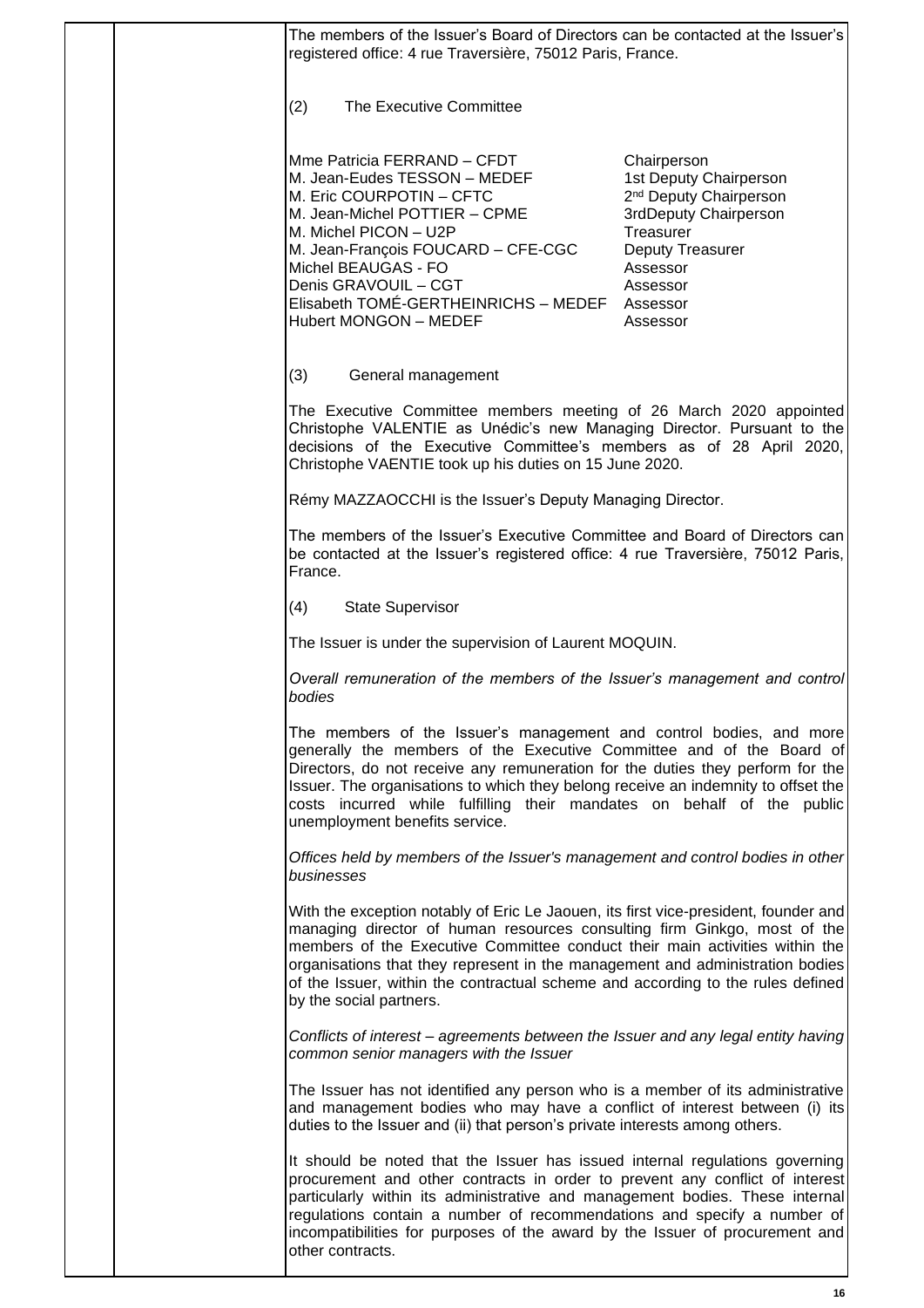The members of the Issuer's Board of Directors can be contacted at the Issuer's registered office: 4 rue Traversière, 75012 Paris, France.

(2) The Executive Committee

| | |
|---|---|
| Mme Patricia FERRAND – CFDT | Chairperson |
| M. Jean-Eudes TESSON – MEDEF | 1st Deputy Chairperson |
| M. Eric COURPOTIN – CFTC | 2nd Deputy Chairperson |
| M. Jean-Michel POTTIER – CPME | 3rdDeputy Chairperson |
| M. Michel PICON – U2P | Treasurer |
| M. Jean-François FOUCARD – CFE-CGC | Deputy Treasurer |
| Michel BEAUGAS - FO | Assessor |
| Denis GRAVOUIL – CGT | Assessor |
| Elisabeth TOMÉ-GERTHEINRICHS – MEDEF | Assessor |
| Hubert MONGON – MEDEF | Assessor |

(3) General management

The Executive Committee members meeting of 26 March 2020 appointed Christophe VALENTIE as Unédic's new Managing Director. Pursuant to the decisions of the Executive Committee's members as of 28 April 2020, Christophe VAENTIE took up his duties on 15 June 2020.

Rémy MAZZAOCCHI is the Issuer's Deputy Managing Director.

The members of the Issuer's Executive Committee and Board of Directors can be contacted at the Issuer's registered office: 4 rue Traversière, 75012 Paris, France.

(4) State Supervisor

The Issuer is under the supervision of Laurent MOQUIN.

*Overall remuneration of the members of the Issuer's management and control bodies*

The members of the Issuer's management and control bodies, and more generally the members of the Executive Committee and of the Board of Directors, do not receive any remuneration for the duties they perform for the Issuer. The organisations to which they belong receive an indemnity to offset the costs incurred while fulfilling their mandates on behalf of the public unemployment benefits service.

*Offices held by members of the Issuer's management and control bodies in other businesses*

With the exception notably of Eric Le Jaouen, its first vice-president, founder and managing director of human resources consulting firm Ginkgo, most of the members of the Executive Committee conduct their main activities within the organisations that they represent in the management and administration bodies of the Issuer, within the contractual scheme and according to the rules defined by the social partners.

*Conflicts of interest – agreements between the Issuer and any legal entity having common senior managers with the Issuer*

The Issuer has not identified any person who is a member of its administrative and management bodies who may have a conflict of interest between (i) its duties to the Issuer and (ii) that person's private interests among others.

It should be noted that the Issuer has issued internal regulations governing procurement and other contracts in order to prevent any conflict of interest particularly within its administrative and management bodies. These internal regulations contain a number of recommendations and specify a number of incompatibilities for purposes of the award by the Issuer of procurement and other contracts.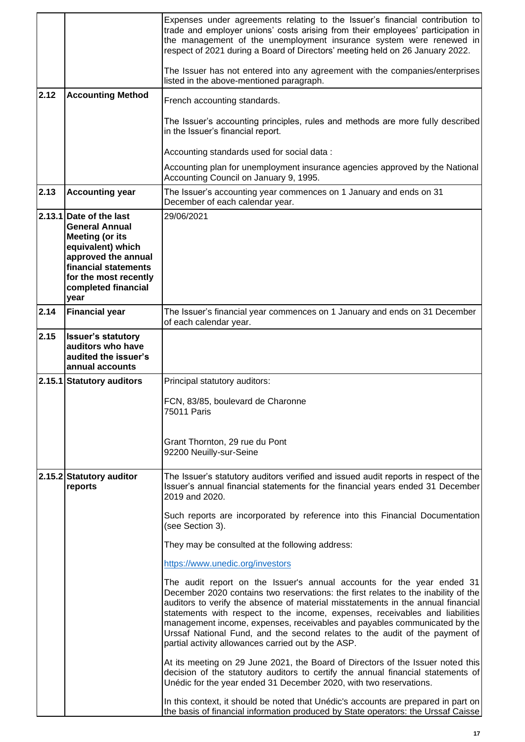| | | |
|---|---|---|
| | | Expenses under agreements relating to the Issuer's financial contribution to trade and employer unions' costs arising from their employees' participation in the management of the unemployment insurance system were renewed in respect of 2021 during a Board of Directors' meeting held on 26 January 2022.<br><br>The Issuer has not entered into any agreement with the companies/enterprises listed in the above-mentioned paragraph. |
| **2.12** | **Accounting Method** | French accounting standards.<br><br>The Issuer's accounting principles, rules and methods are more fully described in the Issuer's financial report.<br><br>Accounting standards used for social data :<br><br>Accounting plan for unemployment insurance agencies approved by the National Accounting Council on January 9, 1995. |
| **2.13** | **Accounting year** | The Issuer's accounting year commences on 1 January and ends on 31 December of each calendar year. |
| **2.13.1** | **Date of the last General Annual Meeting (or its equivalent) which approved the annual financial statements for the most recently completed financial year** | 29/06/2021 |
| **2.14** | **Financial year** | The Issuer's financial year commences on 1 January and ends on 31 December of each calendar year. |
| **2.15** | **Issuer's statutory auditors who have audited the issuer's annual accounts** | |
| **2.15.1** | **Statutory auditors** | Principal statutory auditors:<br><br>FCN, 83/85, boulevard de Charonne<br>75011 Paris<br><br>Grant Thornton, 29 rue du Pont<br>92200 Neuilly-sur-Seine |
| **2.15.2** | **Statutory auditor reports** | The Issuer's statutory auditors verified and issued audit reports in respect of the Issuer's annual financial statements for the financial years ended 31 December 2019 and 2020.<br><br>Such reports are incorporated by reference into this Financial Documentation (see Section 3).<br><br>They may be consulted at the following address:<br><br>https://www.unedic.org/investors<br><br>The audit report on the Issuer's annual accounts for the year ended 31 December 2020 contains two reservations: the first relates to the inability of the auditors to verify the absence of material misstatements in the annual financial statements with respect to the income, expenses, receivables and liabilities management income, expenses, receivables and payables communicated by the Urssaf National Fund, and the second relates to the audit of the payment of partial activity allowances carried out by the ASP.<br><br>At its meeting on 29 June 2021, the Board of Directors of the Issuer noted this decision of the statutory auditors to certify the annual financial statements of Unédic for the year ended 31 December 2020, with two reservations.<br><br>In this context, it should be noted that Unédic's accounts are prepared in part on the basis of financial information produced by State operators: the Urssaf Caisse |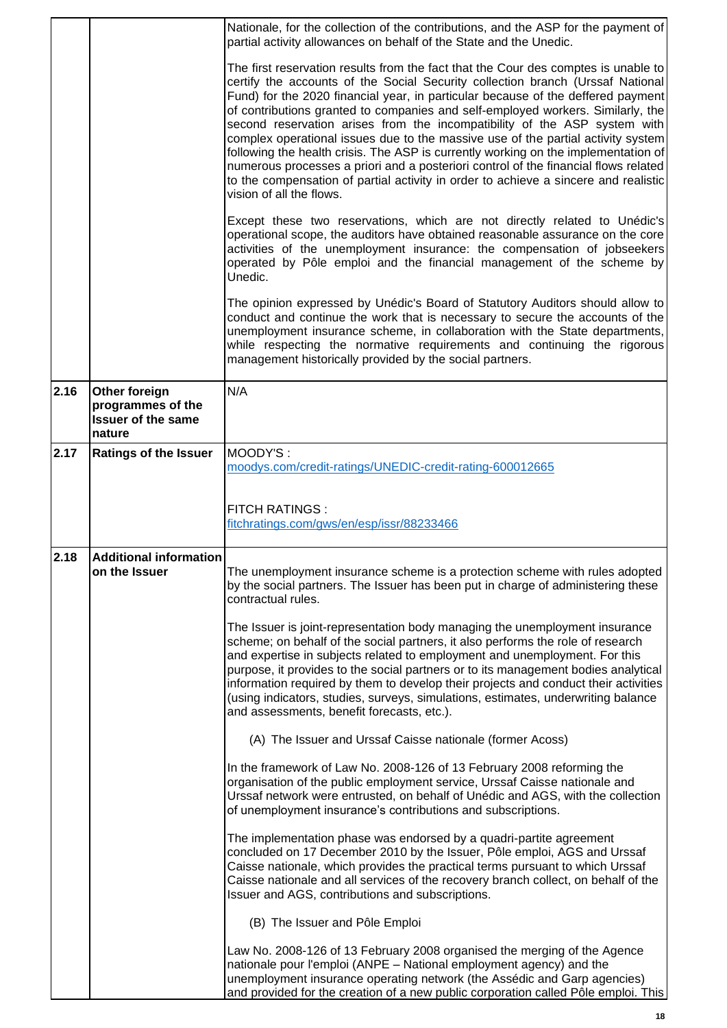| | | |
|---|---|---|
| | | Nationale, for the collection of the contributions, and the ASP for the payment of partial activity allowances on behalf of the State and the Unedic.<br><br>The first reservation results from the fact that the Cour des comptes is unable to certify the accounts of the Social Security collection branch (Urssaf National Fund) for the 2020 financial year, in particular because of the deffered payment of contributions granted to companies and self-employed workers. Similarly, the second reservation arises from the incompatibility of the ASP system with complex operational issues due to the massive use of the partial activity system following the health crisis. The ASP is currently working on the implementation of numerous processes a priori and a posteriori control of the financial flows related to the compensation of partial activity in order to achieve a sincere and realistic vision of all the flows.<br><br>Except these two reservations, which are not directly related to Unédic's operational scope, the auditors have obtained reasonable assurance on the core activities of the unemployment insurance: the compensation of jobseekers operated by Pôle emploi and the financial management of the scheme by Unedic.<br><br>The opinion expressed by Unédic's Board of Statutory Auditors should allow to conduct and continue the work that is necessary to secure the accounts of the unemployment insurance scheme, in collaboration with the State departments, while respecting the normative requirements and continuing the rigorous management historically provided by the social partners. |
| **2.16** | **Other foreign programmes of the Issuer of the same nature** | N/A |
| **2.17** | **Ratings of the Issuer** | MOODY'S :<br>moodys.com/credit-ratings/UNEDIC-credit-rating-600012665<br><br>FITCH RATINGS :<br>fitchratings.com/gws/en/esp/issr/88233466 |
| **2.18** | **Additional information on the Issuer** | The unemployment insurance scheme is a protection scheme with rules adopted by the social partners. The Issuer has been put in charge of administering these contractual rules.<br><br>The Issuer is joint-representation body managing the unemployment insurance scheme; on behalf of the social partners, it also performs the role of research and expertise in subjects related to employment and unemployment. For this purpose, it provides to the social partners or to its management bodies analytical information required by them to develop their projects and conduct their activities (using indicators, studies, surveys, simulations, estimates, underwriting balance and assessments, benefit forecasts, etc.).<br><br>(A) The Issuer and Urssaf Caisse nationale (former Acoss)<br><br>In the framework of Law No. 2008-126 of 13 February 2008 reforming the organisation of the public employment service, Urssaf Caisse nationale and Urssaf network were entrusted, on behalf of Unédic and AGS, with the collection of unemployment insurance's contributions and subscriptions.<br><br>The implementation phase was endorsed by a quadri-partite agreement concluded on 17 December 2010 by the Issuer, Pôle emploi, AGS and Urssaf Caisse nationale, which provides the practical terms pursuant to which Urssaf Caisse nationale and all services of the recovery branch collect, on behalf of the Issuer and AGS, contributions and subscriptions.<br><br>(B) The Issuer and Pôle Emploi<br><br>Law No. 2008-126 of 13 February 2008 organised the merging of the Agence nationale pour l'emploi (ANPE – National employment agency) and the unemployment insurance operating network (the Assédic and Garp agencies) and provided for the creation of a new public corporation called Pôle emploi. This |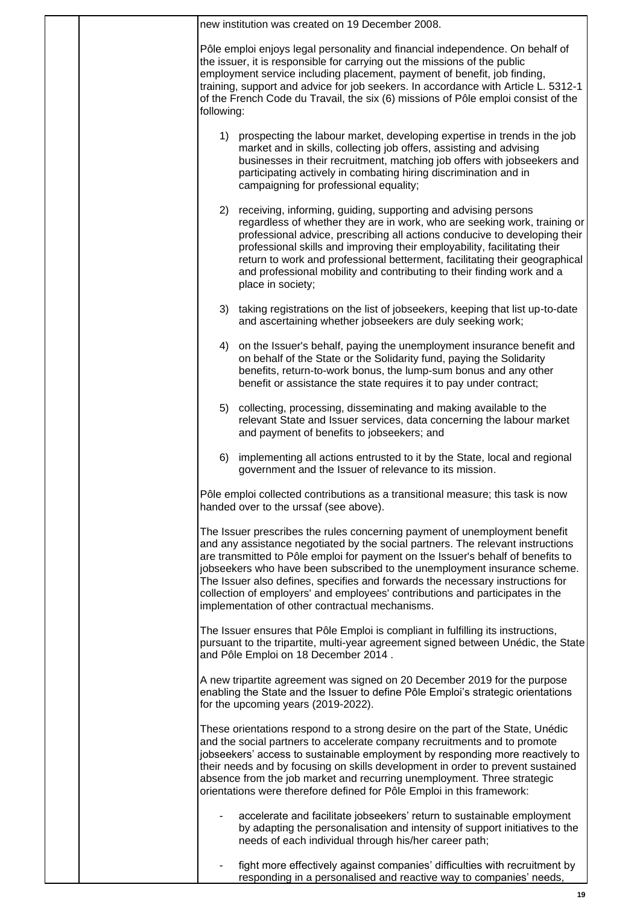new institution was created on 19 December 2008.

Pôle emploi enjoys legal personality and financial independence. On behalf of the issuer, it is responsible for carrying out the missions of the public employment service including placement, payment of benefit, job finding, training, support and advice for job seekers. In accordance with Article L. 5312-1 of the French Code du Travail, the six (6) missions of Pôle emploi consist of the following:

1) prospecting the labour market, developing expertise in trends in the job market and in skills, collecting job offers, assisting and advising businesses in their recruitment, matching job offers with jobseekers and participating actively in combating hiring discrimination and in campaigning for professional equality;

2) receiving, informing, guiding, supporting and advising persons regardless of whether they are in work, who are seeking work, training or professional advice, prescribing all actions conducive to developing their professional skills and improving their employability, facilitating their return to work and professional betterment, facilitating their geographical and professional mobility and contributing to their finding work and a place in society;

3) taking registrations on the list of jobseekers, keeping that list up-to-date and ascertaining whether jobseekers are duly seeking work;

4) on the Issuer's behalf, paying the unemployment insurance benefit and on behalf of the State or the Solidarity fund, paying the Solidarity benefits, return-to-work bonus, the lump-sum bonus and any other benefit or assistance the state requires it to pay under contract;

5) collecting, processing, disseminating and making available to the relevant State and Issuer services, data concerning the labour market and payment of benefits to jobseekers; and

6) implementing all actions entrusted to it by the State, local and regional government and the Issuer of relevance to its mission.

Pôle emploi collected contributions as a transitional measure; this task is now handed over to the urssaf (see above).

The Issuer prescribes the rules concerning payment of unemployment benefit and any assistance negotiated by the social partners. The relevant instructions are transmitted to Pôle emploi for payment on the Issuer's behalf of benefits to jobseekers who have been subscribed to the unemployment insurance scheme. The Issuer also defines, specifies and forwards the necessary instructions for collection of employers' and employees' contributions and participates in the implementation of other contractual mechanisms.

The Issuer ensures that Pôle Emploi is compliant in fulfilling its instructions, pursuant to the tripartite, multi-year agreement signed between Unédic, the State and Pôle Emploi on 18 December 2014 .

A new tripartite agreement was signed on 20 December 2019 for the purpose enabling the State and the Issuer to define Pôle Emploi's strategic orientations for the upcoming years (2019-2022).

These orientations respond to a strong desire on the part of the State, Unédic and the social partners to accelerate company recruitments and to promote jobseekers' access to sustainable employment by responding more reactively to their needs and by focusing on skills development in order to prevent sustained absence from the job market and recurring unemployment. Three strategic orientations were therefore defined for Pôle Emploi in this framework:

- accelerate and facilitate jobseekers' return to sustainable employment by adapting the personalisation and intensity of support initiatives to the needs of each individual through his/her career path;

- fight more effectively against companies' difficulties with recruitment by responding in a personalised and reactive way to companies' needs,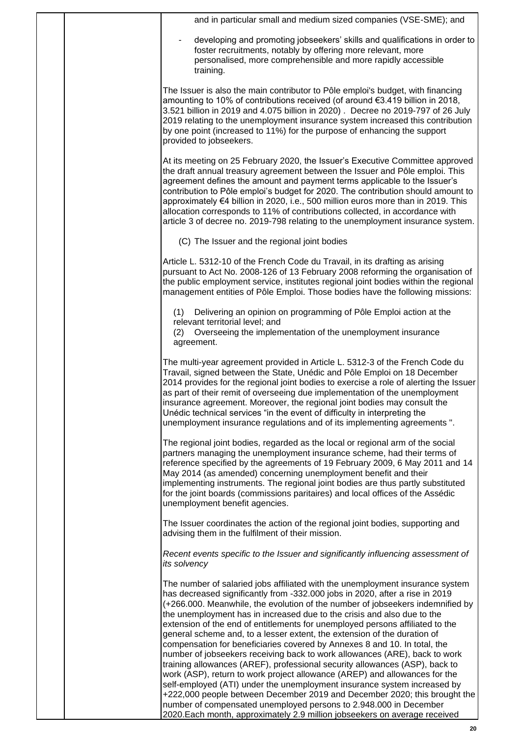and in particular small and medium sized companies (VSE-SME); and

- developing and promoting jobseekers' skills and qualifications in order to foster recruitments, notably by offering more relevant, more personalised, more comprehensible and more rapidly accessible training.

The Issuer is also the main contributor to Pôle emploi's budget, with financing amounting to 10% of contributions received (of around €3.419 billion in 2018, 3.521 billion in 2019 and 4.075 billion in 2020) . Decree no 2019-797 of 26 July 2019 relating to the unemployment insurance system increased this contribution by one point (increased to 11%) for the purpose of enhancing the support provided to jobseekers.

At its meeting on 25 February 2020, the Issuer's Executive Committee approved the draft annual treasury agreement between the Issuer and Pôle emploi. This agreement defines the amount and payment terms applicable to the Issuer's contribution to Pôle emploi's budget for 2020. The contribution should amount to approximately €4 billion in 2020, i.e., 500 million euros more than in 2019. This allocation corresponds to 11% of contributions collected, in accordance with article 3 of decree no. 2019-798 relating to the unemployment insurance system.

(C) The Issuer and the regional joint bodies

Article L. 5312-10 of the French Code du Travail, in its drafting as arising pursuant to Act No. 2008-126 of 13 February 2008 reforming the organisation of the public employment service, institutes regional joint bodies within the regional management entities of Pôle Emploi. Those bodies have the following missions:

(1) Delivering an opinion on programming of Pôle Emploi action at the relevant territorial level; and
(2) Overseeing the implementation of the unemployment insurance agreement.

The multi-year agreement provided in Article L. 5312-3 of the French Code du Travail, signed between the State, Unédic and Pôle Emploi on 18 December 2014 provides for the regional joint bodies to exercise a role of alerting the Issuer as part of their remit of overseeing due implementation of the unemployment insurance agreement. Moreover, the regional joint bodies may consult the Unédic technical services "in the event of difficulty in interpreting the unemployment insurance regulations and of its implementing agreements ".

The regional joint bodies, regarded as the local or regional arm of the social partners managing the unemployment insurance scheme, had their terms of reference specified by the agreements of 19 February 2009, 6 May 2011 and 14 May 2014 (as amended) concerning unemployment benefit and their implementing instruments. The regional joint bodies are thus partly substituted for the joint boards (commissions paritaires) and local offices of the Assédic unemployment benefit agencies.

The Issuer coordinates the action of the regional joint bodies, supporting and advising them in the fulfilment of their mission.

*Recent events specific to the Issuer and significantly influencing assessment of its solvency*

The number of salaried jobs affiliated with the unemployment insurance system has decreased significantly from -332.000 jobs in 2020, after a rise in 2019 (+266.000. Meanwhile, the evolution of the number of jobseekers indemnified by the unemployment has in increased due to the crisis and also due to the extension of the end of entitlements for unemployed persons affiliated to the general scheme and, to a lesser extent, the extension of the duration of compensation for beneficiaries covered by Annexes 8 and 10. In total, the number of jobseekers receiving back to work allowances (ARE), back to work training allowances (AREF), professional security allowances (ASP), back to work (ASP), return to work project allowance (AREP) and allowances for the self-employed (ATI) under the unemployment insurance system increased by +222,000 people between December 2019 and December 2020; this brought the number of compensated unemployed persons to 2.948.000 in December 2020.Each month, approximately 2.9 million jobseekers on average received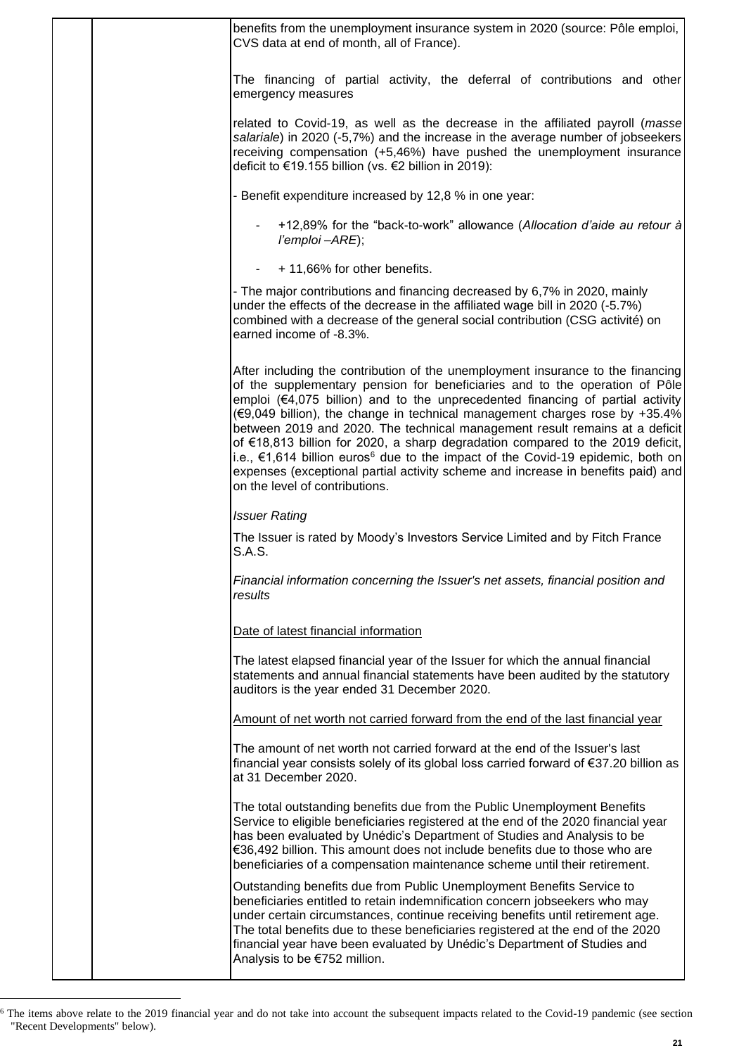benefits from the unemployment insurance system in 2020 (source: Pôle emploi, CVS data at end of month, all of France).

The financing of partial activity, the deferral of contributions and other emergency measures

related to Covid-19, as well as the decrease in the affiliated payroll (*masse salariale*) in 2020 (-5,7%) and the increase in the average number of jobseekers receiving compensation (+5,46%) have pushed the unemployment insurance deficit to €19.155 billion (vs. €2 billion in 2019):

- Benefit expenditure increased by 12,8 % in one year:

  - +12,89% for the "back-to-work" allowance (*Allocation d'aide au retour à l'emploi –ARE*);
  - + 11,66% for other benefits.

- The major contributions and financing decreased by 6,7% in 2020, mainly under the effects of the decrease in the affiliated wage bill in 2020 (-5.7%) combined with a decrease of the general social contribution (CSG activité) on earned income of -8.3%.

After including the contribution of the unemployment insurance to the financing of the supplementary pension for beneficiaries and to the operation of Pôle emploi (€4,075 billion) and to the unprecedented financing of partial activity (€9,049 billion), the change in technical management charges rose by +35.4% between 2019 and 2020. The technical management result remains at a deficit of €18,813 billion for 2020, a sharp degradation compared to the 2019 deficit, i.e., €1,614 billion euros[6] due to the impact of the Covid-19 epidemic, both on expenses (exceptional partial activity scheme and increase in benefits paid) and on the level of contributions.

*Issuer Rating*

The Issuer is rated by Moody's Investors Service Limited and by Fitch France S.A.S.

*Financial information concerning the Issuer's net assets, financial position and results*

Date of latest financial information

The latest elapsed financial year of the Issuer for which the annual financial statements and annual financial statements have been audited by the statutory auditors is the year ended 31 December 2020.

Amount of net worth not carried forward from the end of the last financial year

The amount of net worth not carried forward at the end of the Issuer's last financial year consists solely of its global loss carried forward of €37.20 billion as at 31 December 2020.

The total outstanding benefits due from the Public Unemployment Benefits Service to eligible beneficiaries registered at the end of the 2020 financial year has been evaluated by Unédic's Department of Studies and Analysis to be €36,492 billion. This amount does not include benefits due to those who are beneficiaries of a compensation maintenance scheme until their retirement.

Outstanding benefits due from Public Unemployment Benefits Service to beneficiaries entitled to retain indemnification concern jobseekers who may under certain circumstances, continue receiving benefits until retirement age. The total benefits due to these beneficiaries registered at the end of the 2020 financial year have been evaluated by Unédic's Department of Studies and Analysis to be €752 million.

[6] The items above relate to the 2019 financial year and do not take into account the subsequent impacts related to the Covid-19 pandemic (see section "Recent Developments" below).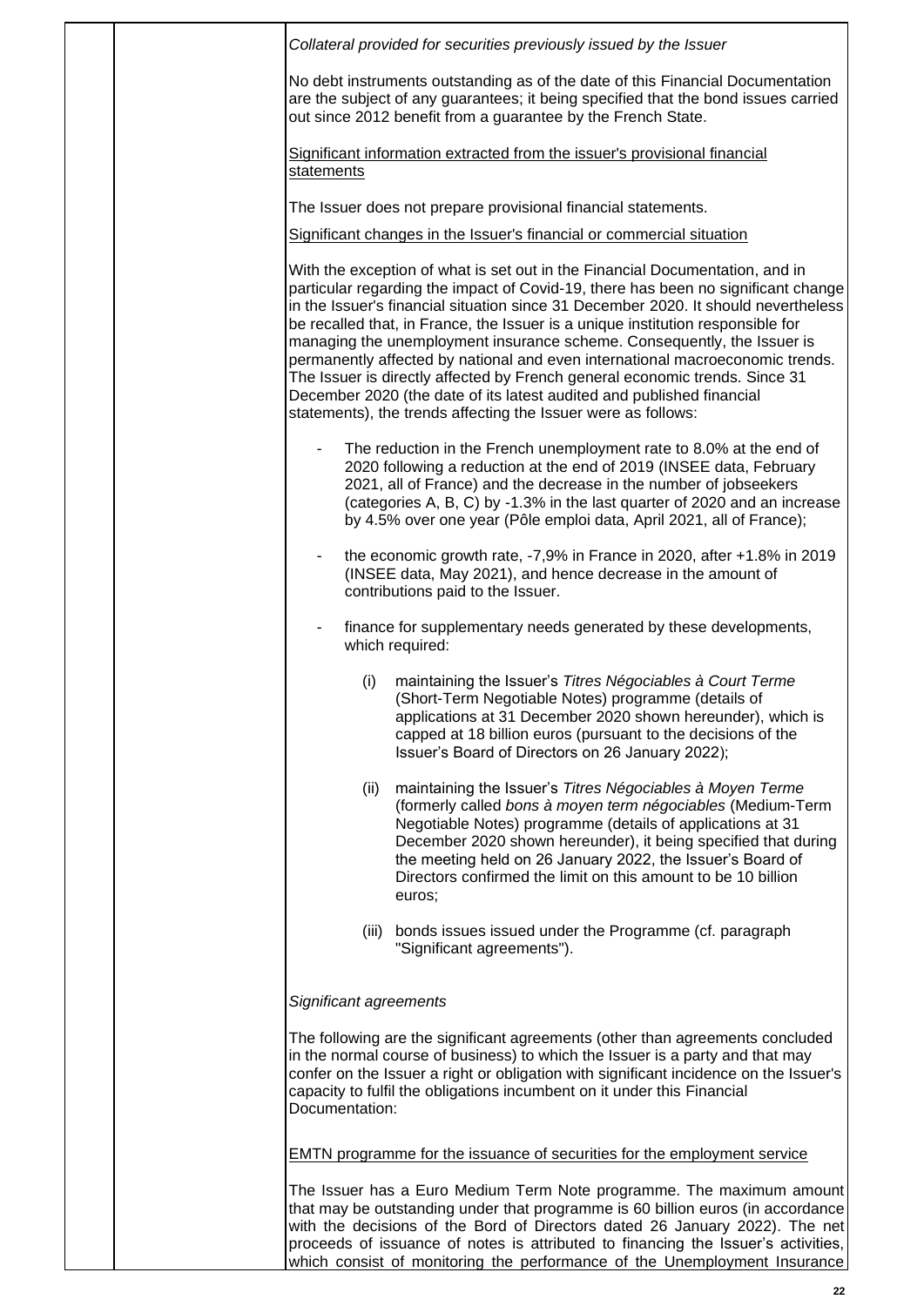*Collateral provided for securities previously issued by the Issuer*

No debt instruments outstanding as of the date of this Financial Documentation are the subject of any guarantees; it being specified that the bond issues carried out since 2012 benefit from a guarantee by the French State.

Significant information extracted from the issuer's provisional financial statements

The Issuer does not prepare provisional financial statements.

Significant changes in the Issuer's financial or commercial situation

With the exception of what is set out in the Financial Documentation, and in particular regarding the impact of Covid-19, there has been no significant change in the Issuer's financial situation since 31 December 2020. It should nevertheless be recalled that, in France, the Issuer is a unique institution responsible for managing the unemployment insurance scheme. Consequently, the Issuer is permanently affected by national and even international macroeconomic trends. The Issuer is directly affected by French general economic trends. Since 31 December 2020 (the date of its latest audited and published financial statements), the trends affecting the Issuer were as follows:

- The reduction in the French unemployment rate to 8.0% at the end of 2020 following a reduction at the end of 2019 (INSEE data, February 2021, all of France) and the decrease in the number of jobseekers (categories A, B, C) by -1.3% in the last quarter of 2020 and an increase by 4.5% over one year (Pôle emploi data, April 2021, all of France);
- the economic growth rate, -7,9% in France in 2020, after +1.8% in 2019 (INSEE data, May 2021), and hence decrease in the amount of contributions paid to the Issuer.
- finance for supplementary needs generated by these developments, which required:
  - (i) maintaining the Issuer's *Titres Négociables à Court Terme* (Short-Term Negotiable Notes) programme (details of applications at 31 December 2020 shown hereunder), which is capped at 18 billion euros (pursuant to the decisions of the Issuer's Board of Directors on 26 January 2022);
  - (ii) maintaining the Issuer's *Titres Négociables à Moyen Terme* (formerly called *bons à moyen term négociables* (Medium-Term Negotiable Notes) programme (details of applications at 31 December 2020 shown hereunder), it being specified that during the meeting held on 26 January 2022, the Issuer's Board of Directors confirmed the limit on this amount to be 10 billion euros;
  - (iii) bonds issues issued under the Programme (cf. paragraph "Significant agreements").

*Significant agreements*

The following are the significant agreements (other than agreements concluded in the normal course of business) to which the Issuer is a party and that may confer on the Issuer a right or obligation with significant incidence on the Issuer's capacity to fulfil the obligations incumbent on it under this Financial Documentation:

EMTN programme for the issuance of securities for the employment service

The Issuer has a Euro Medium Term Note programme. The maximum amount that may be outstanding under that programme is 60 billion euros (in accordance with the decisions of the Bord of Directors dated 26 January 2022). The net proceeds of issuance of notes is attributed to financing the Issuer's activities, which consist of monitoring the performance of the Unemployment Insurance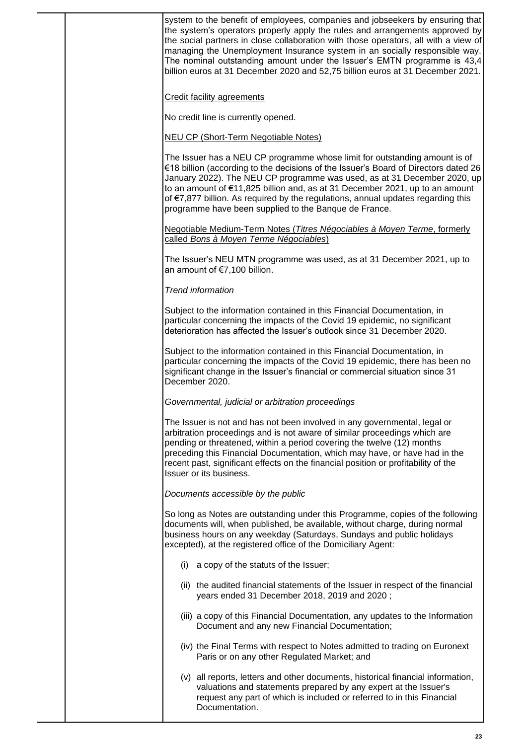system to the benefit of employees, companies and jobseekers by ensuring that the system's operators properly apply the rules and arrangements approved by the social partners in close collaboration with those operators, all with a view of managing the Unemployment Insurance system in an socially responsible way. The nominal outstanding amount under the Issuer's EMTN programme is 43,4 billion euros at 31 December 2020 and 52,75 billion euros at 31 December 2021.

Credit facility agreements

No credit line is currently opened.

NEU CP (Short-Term Negotiable Notes)

The Issuer has a NEU CP programme whose limit for outstanding amount is of €18 billion (according to the decisions of the Issuer's Board of Directors dated 26 January 2022). The NEU CP programme was used, as at 31 December 2020, up to an amount of €11,825 billion and, as at 31 December 2021, up to an amount of €7,877 billion. As required by the regulations, annual updates regarding this programme have been supplied to the Banque de France.

Negotiable Medium-Term Notes (*Titres Négociables à Moyen Terme*, formerly called *Bons à Moyen Terme Négociables*)

The Issuer's NEU MTN programme was used, as at 31 December 2021, up to an amount of €7,100 billion.

*Trend information*

Subject to the information contained in this Financial Documentation, in particular concerning the impacts of the Covid 19 epidemic, no significant deterioration has affected the Issuer's outlook since 31 December 2020.

Subject to the information contained in this Financial Documentation, in particular concerning the impacts of the Covid 19 epidemic, there has been no significant change in the Issuer's financial or commercial situation since 31 December 2020.

*Governmental, judicial or arbitration proceedings*

The Issuer is not and has not been involved in any governmental, legal or arbitration proceedings and is not aware of similar proceedings which are pending or threatened, within a period covering the twelve (12) months preceding this Financial Documentation, which may have, or have had in the recent past, significant effects on the financial position or profitability of the Issuer or its business.

*Documents accessible by the public*

So long as Notes are outstanding under this Programme, copies of the following documents will, when published, be available, without charge, during normal business hours on any weekday (Saturdays, Sundays and public holidays excepted), at the registered office of the Domiciliary Agent:

(i) a copy of the statuts of the Issuer;

(ii) the audited financial statements of the Issuer in respect of the financial years ended 31 December 2018, 2019 and 2020 ;

(iii) a copy of this Financial Documentation, any updates to the Information Document and any new Financial Documentation;

(iv) the Final Terms with respect to Notes admitted to trading on Euronext Paris or on any other Regulated Market; and

(v) all reports, letters and other documents, historical financial information, valuations and statements prepared by any expert at the Issuer's request any part of which is included or referred to in this Financial Documentation.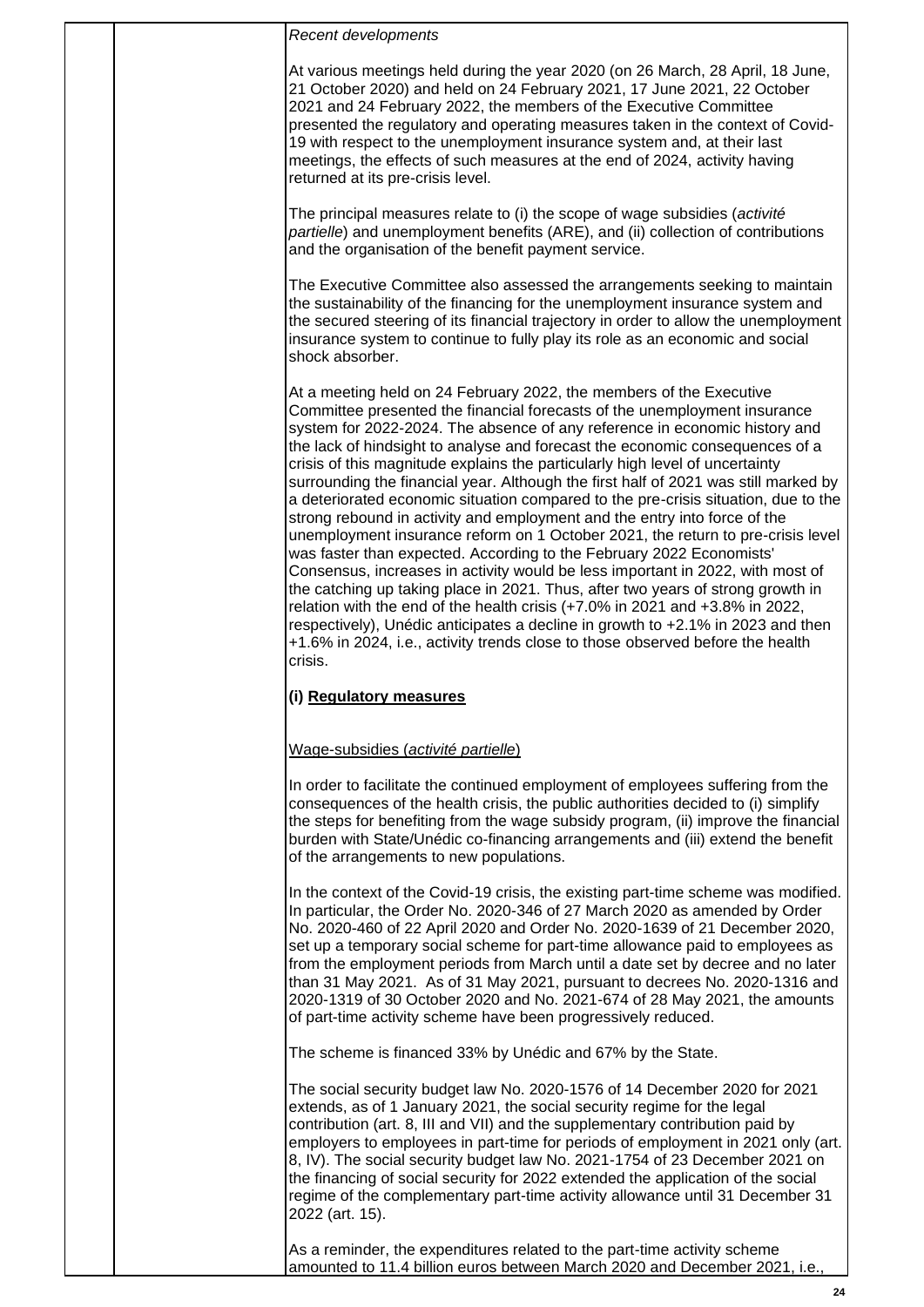*Recent developments*

At various meetings held during the year 2020 (on 26 March, 28 April, 18 June, 21 October 2020) and held on 24 February 2021, 17 June 2021, 22 October 2021 and 24 February 2022, the members of the Executive Committee presented the regulatory and operating measures taken in the context of Covid-19 with respect to the unemployment insurance system and, at their last meetings, the effects of such measures at the end of 2024, activity having returned at its pre-crisis level.

The principal measures relate to (i) the scope of wage subsidies (*activité partielle*) and unemployment benefits (ARE), and (ii) collection of contributions and the organisation of the benefit payment service.

The Executive Committee also assessed the arrangements seeking to maintain the sustainability of the financing for the unemployment insurance system and the secured steering of its financial trajectory in order to allow the unemployment insurance system to continue to fully play its role as an economic and social shock absorber.

At a meeting held on 24 February 2022, the members of the Executive Committee presented the financial forecasts of the unemployment insurance system for 2022-2024. The absence of any reference in economic history and the lack of hindsight to analyse and forecast the economic consequences of a crisis of this magnitude explains the particularly high level of uncertainty surrounding the financial year. Although the first half of 2021 was still marked by a deteriorated economic situation compared to the pre-crisis situation, due to the strong rebound in activity and employment and the entry into force of the unemployment insurance reform on 1 October 2021, the return to pre-crisis level was faster than expected. According to the February 2022 Economists' Consensus, increases in activity would be less important in 2022, with most of the catching up taking place in 2021. Thus, after two years of strong growth in relation with the end of the health crisis (+7.0% in 2021 and +3.8% in 2022, respectively), Unédic anticipates a decline in growth to +2.1% in 2023 and then +1.6% in 2024, i.e., activity trends close to those observed before the health crisis.

**(i) Regulatory measures**

Wage-subsidies (*activité partielle*)

In order to facilitate the continued employment of employees suffering from the consequences of the health crisis, the public authorities decided to (i) simplify the steps for benefiting from the wage subsidy program, (ii) improve the financial burden with State/Unédic co-financing arrangements and (iii) extend the benefit of the arrangements to new populations.

In the context of the Covid-19 crisis, the existing part-time scheme was modified. In particular, the Order No. 2020-346 of 27 March 2020 as amended by Order No. 2020-460 of 22 April 2020 and Order No. 2020-1639 of 21 December 2020, set up a temporary social scheme for part-time allowance paid to employees as from the employment periods from March until a date set by decree and no later than 31 May 2021. As of 31 May 2021, pursuant to decrees No. 2020-1316 and 2020-1319 of 30 October 2020 and No. 2021-674 of 28 May 2021, the amounts of part-time activity scheme have been progressively reduced.

The scheme is financed 33% by Unédic and 67% by the State.

The social security budget law No. 2020-1576 of 14 December 2020 for 2021 extends, as of 1 January 2021, the social security regime for the legal contribution (art. 8, III and VII) and the supplementary contribution paid by employers to employees in part-time for periods of employment in 2021 only (art. 8, IV). The social security budget law No. 2021-1754 of 23 December 2021 on the financing of social security for 2022 extended the application of the social regime of the complementary part-time activity allowance until 31 December 31 2022 (art. 15).

As a reminder, the expenditures related to the part-time activity scheme amounted to 11.4 billion euros between March 2020 and December 2021, i.e.,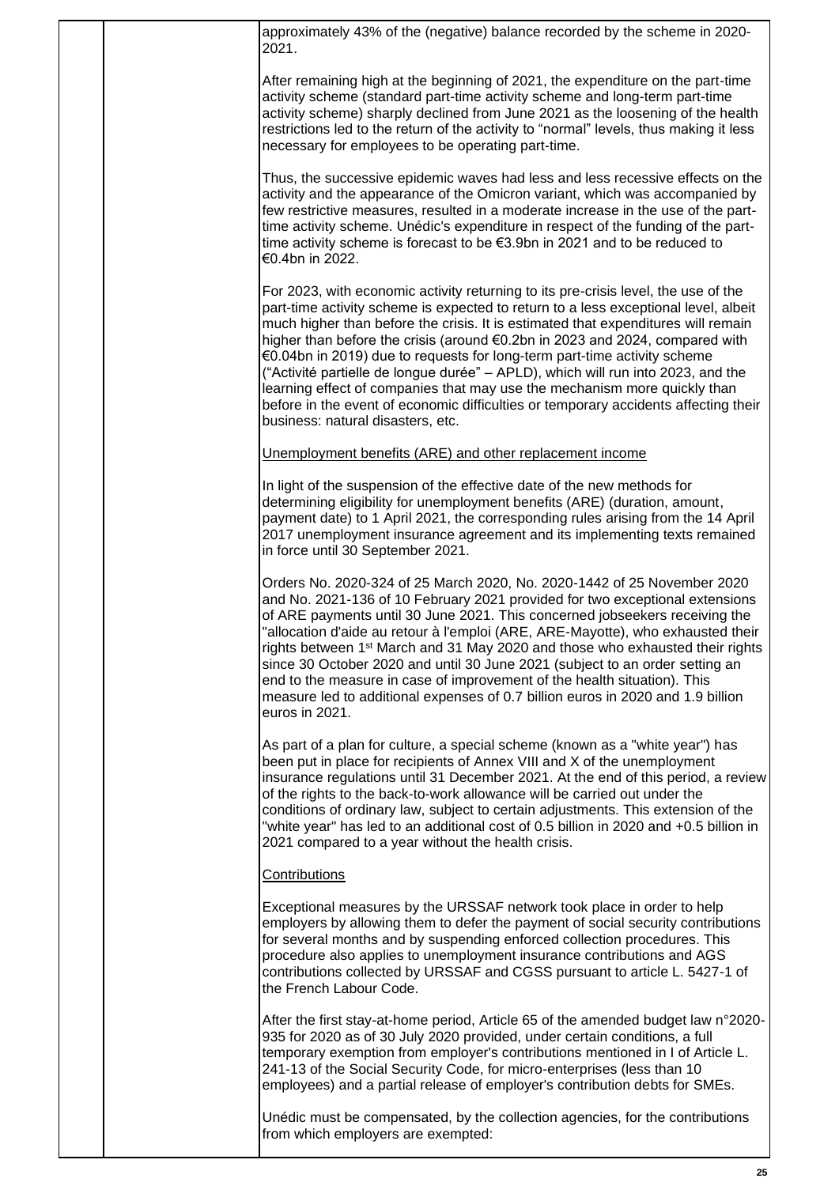approximately 43% of the (negative) balance recorded by the scheme in 2020-2021.

After remaining high at the beginning of 2021, the expenditure on the part-time activity scheme (standard part-time activity scheme and long-term part-time activity scheme) sharply declined from June 2021 as the loosening of the health restrictions led to the return of the activity to "normal" levels, thus making it less necessary for employees to be operating part-time.

Thus, the successive epidemic waves had less and less recessive effects on the activity and the appearance of the Omicron variant, which was accompanied by few restrictive measures, resulted in a moderate increase in the use of the part-time activity scheme. Unédic's expenditure in respect of the funding of the part-time activity scheme is forecast to be €3.9bn in 2021 and to be reduced to €0.4bn in 2022.

For 2023, with economic activity returning to its pre-crisis level, the use of the part-time activity scheme is expected to return to a less exceptional level, albeit much higher than before the crisis. It is estimated that expenditures will remain higher than before the crisis (around €0.2bn in 2023 and 2024, compared with €0.04bn in 2019) due to requests for long-term part-time activity scheme ("Activité partielle de longue durée" – APLD), which will run into 2023, and the learning effect of companies that may use the mechanism more quickly than before in the event of economic difficulties or temporary accidents affecting their business: natural disasters, etc.

Unemployment benefits (ARE) and other replacement income

In light of the suspension of the effective date of the new methods for determining eligibility for unemployment benefits (ARE) (duration, amount, payment date) to 1 April 2021, the corresponding rules arising from the 14 April 2017 unemployment insurance agreement and its implementing texts remained in force until 30 September 2021.

Orders No. 2020-324 of 25 March 2020, No. 2020-1442 of 25 November 2020 and No. 2021-136 of 10 February 2021 provided for two exceptional extensions of ARE payments until 30 June 2021. This concerned jobseekers receiving the "allocation d'aide au retour à l'emploi (ARE, ARE-Mayotte), who exhausted their rights between 1st March and 31 May 2020 and those who exhausted their rights since 30 October 2020 and until 30 June 2021 (subject to an order setting an end to the measure in case of improvement of the health situation). This measure led to additional expenses of 0.7 billion euros in 2020 and 1.9 billion euros in 2021.

As part of a plan for culture, a special scheme (known as a "white year") has been put in place for recipients of Annex VIII and X of the unemployment insurance regulations until 31 December 2021. At the end of this period, a review of the rights to the back-to-work allowance will be carried out under the conditions of ordinary law, subject to certain adjustments. This extension of the "white year" has led to an additional cost of 0.5 billion in 2020 and +0.5 billion in 2021 compared to a year without the health crisis.

Contributions

Exceptional measures by the URSSAF network took place in order to help employers by allowing them to defer the payment of social security contributions for several months and by suspending enforced collection procedures. This procedure also applies to unemployment insurance contributions and AGS contributions collected by URSSAF and CGSS pursuant to article L. 5427-1 of the French Labour Code.

After the first stay-at-home period, Article 65 of the amended budget law n°2020-935 for 2020 as of 30 July 2020 provided, under certain conditions, a full temporary exemption from employer's contributions mentioned in I of Article L. 241-13 of the Social Security Code, for micro-enterprises (less than 10 employees) and a partial release of employer's contribution debts for SMEs.

Unédic must be compensated, by the collection agencies, for the contributions from which employers are exempted: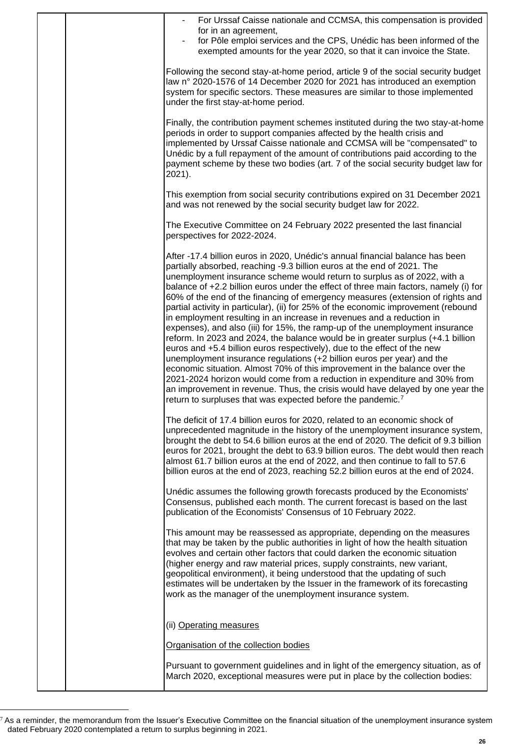- For Urssaf Caisse nationale and CCMSA, this compensation is provided for in an agreement,
- for Pôle emploi services and the CPS, Unédic has been informed of the exempted amounts for the year 2020, so that it can invoice the State.

Following the second stay-at-home period, article 9 of the social security budget law n° 2020-1576 of 14 December 2020 for 2021 has introduced an exemption system for specific sectors. These measures are similar to those implemented under the first stay-at-home period.

Finally, the contribution payment schemes instituted during the two stay-at-home periods in order to support companies affected by the health crisis and implemented by Urssaf Caisse nationale and CCMSA will be "compensated" to Unédic by a full repayment of the amount of contributions paid according to the payment scheme by these two bodies (art. 7 of the social security budget law for 2021).

This exemption from social security contributions expired on 31 December 2021 and was not renewed by the social security budget law for 2022.

The Executive Committee on 24 February 2022 presented the last financial perspectives for 2022-2024.

After -17.4 billion euros in 2020, Unédic's annual financial balance has been partially absorbed, reaching -9.3 billion euros at the end of 2021. The unemployment insurance scheme would return to surplus as of 2022, with a balance of +2.2 billion euros under the effect of three main factors, namely (i) for 60% of the end of the financing of emergency measures (extension of rights and partial activity in particular), (ii) for 25% of the economic improvement (rebound in employment resulting in an increase in revenues and a reduction in expenses), and also (iii) for 15%, the ramp-up of the unemployment insurance reform. In 2023 and 2024, the balance would be in greater surplus (+4.1 billion euros and +5.4 billion euros respectively), due to the effect of the new unemployment insurance regulations (+2 billion euros per year) and the economic situation. Almost 70% of this improvement in the balance over the 2021-2024 horizon would come from a reduction in expenditure and 30% from an improvement in revenue. Thus, the crisis would have delayed by one year the return to surpluses that was expected before the pandemic.[7]

The deficit of 17.4 billion euros for 2020, related to an economic shock of unprecedented magnitude in the history of the unemployment insurance system, brought the debt to 54.6 billion euros at the end of 2020. The deficit of 9.3 billion euros for 2021, brought the debt to 63.9 billion euros. The debt would then reach almost 61.7 billion euros at the end of 2022, and then continue to fall to 57.6 billion euros at the end of 2023, reaching 52.2 billion euros at the end of 2024.

Unédic assumes the following growth forecasts produced by the Economists' Consensus, published each month. The current forecast is based on the last publication of the Economists' Consensus of 10 February 2022.

This amount may be reassessed as appropriate, depending on the measures that may be taken by the public authorities in light of how the health situation evolves and certain other factors that could darken the economic situation (higher energy and raw material prices, supply constraints, new variant, geopolitical environment), it being understood that the updating of such estimates will be undertaken by the Issuer in the framework of its forecasting work as the manager of the unemployment insurance system.

(ii) Operating measures

Organisation of the collection bodies

Pursuant to government guidelines and in light of the emergency situation, as of March 2020, exceptional measures were put in place by the collection bodies:

[7] As a reminder, the memorandum from the Issuer's Executive Committee on the financial situation of the unemployment insurance system dated February 2020 contemplated a return to surplus beginning in 2021.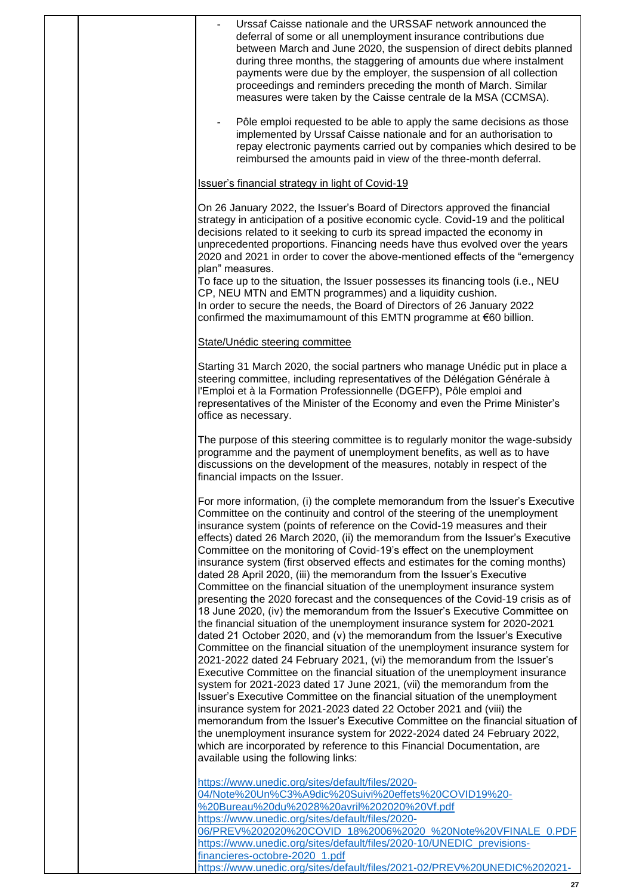- Urssaf Caisse nationale and the URSSAF network announced the deferral of some or all unemployment insurance contributions due between March and June 2020, the suspension of direct debits planned during three months, the staggering of amounts due where instalment payments were due by the employer, the suspension of all collection proceedings and reminders preceding the month of March. Similar measures were taken by the Caisse centrale de la MSA (CCMSA).

- Pôle emploi requested to be able to apply the same decisions as those implemented by Urssaf Caisse nationale and for an authorisation to repay electronic payments carried out by companies which desired to be reimbursed the amounts paid in view of the three-month deferral.

<u>Issuer's financial strategy in light of Covid-19</u>

On 26 January 2022, the Issuer's Board of Directors approved the financial strategy in anticipation of a positive economic cycle. Covid-19 and the political decisions related to it seeking to curb its spread impacted the economy in unprecedented proportions. Financing needs have thus evolved over the years 2020 and 2021 in order to cover the above-mentioned effects of the "emergency plan" measures.
To face up to the situation, the Issuer possesses its financing tools (i.e., NEU CP, NEU MTN and EMTN programmes) and a liquidity cushion.
In order to secure the needs, the Board of Directors of 26 January 2022 confirmed the maximumamount of this EMTN programme at €60 billion.

<u>State/Unédic steering committee</u>

Starting 31 March 2020, the social partners who manage Unédic put in place a steering committee, including representatives of the Délégation Générale à l'Emploi et à la Formation Professionnelle (DGEFP), Pôle emploi and representatives of the Minister of the Economy and even the Prime Minister's office as necessary.

The purpose of this steering committee is to regularly monitor the wage-subsidy programme and the payment of unemployment benefits, as well as to have discussions on the development of the measures, notably in respect of the financial impacts on the Issuer.

For more information, (i) the complete memorandum from the Issuer's Executive Committee on the continuity and control of the steering of the unemployment insurance system (points of reference on the Covid-19 measures and their effects) dated 26 March 2020, (ii) the memorandum from the Issuer's Executive Committee on the monitoring of Covid-19's effect on the unemployment insurance system (first observed effects and estimates for the coming months) dated 28 April 2020, (iii) the memorandum from the Issuer's Executive Committee on the financial situation of the unemployment insurance system presenting the 2020 forecast and the consequences of the Covid-19 crisis as of 18 June 2020, (iv) the memorandum from the Issuer's Executive Committee on the financial situation of the unemployment insurance system for 2020-2021 dated 21 October 2020, and (v) the memorandum from the Issuer's Executive Committee on the financial situation of the unemployment insurance system for 2021-2022 dated 24 February 2021, (vi) the memorandum from the Issuer's Executive Committee on the financial situation of the unemployment insurance system for 2021-2023 dated 17 June 2021, (vii) the memorandum from the Issuer's Executive Committee on the financial situation of the unemployment insurance system for 2021-2023 dated 22 October 2021 and (viii) the memorandum from the Issuer's Executive Committee on the financial situation of the unemployment insurance system for 2022-2024 dated 24 February 2022, which are incorporated by reference to this Financial Documentation, are available using the following links:

https://www.unedic.org/sites/default/files/2020-04/Note%20Un%C3%A9dic%20Suivi%20effets%20COVID19%20-%20Bureau%20du%2028%20avril%202020%20Vf.pdf
https://www.unedic.org/sites/default/files/2020-06/PREV%202020%20COVID_18%2006%2020_%20Note%20VFINALE_0.PDF
https://www.unedic.org/sites/default/files/2020-10/UNEDIC_previsions-financieres-octobre-2020_1.pdf
https://www.unedic.org/sites/default/files/2021-02/PREV%20UNEDIC%202021-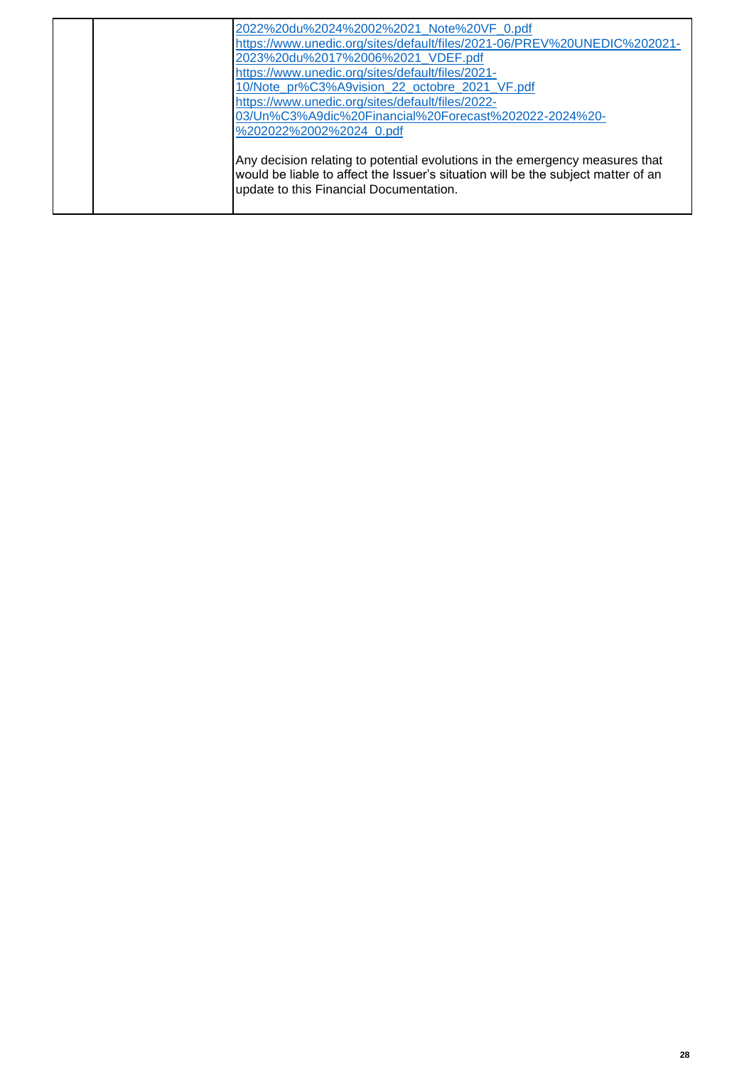| | | 2022%20du%2024%2002%2021_Note%20VF_0.pdf<br>https://www.unedic.org/sites/default/files/2021-06/PREV%20UNEDIC%202021-2023%20du%2017%2006%2021_VDEF.pdf<br>https://www.unedic.org/sites/default/files/2021-10/Note_pr%C3%A9vision_22_octobre_2021_VF.pdf<br>https://www.unedic.org/sites/default/files/2022-03/Un%C3%A9dic%20Financial%20Forecast%202022-2024%20-%202022%2002%2024_0.pdf<br><br>Any decision relating to potential evolutions in the emergency measures that would be liable to affect the Issuer's situation will be the subject matter of an update to this Financial Documentation. |
|---|---|---|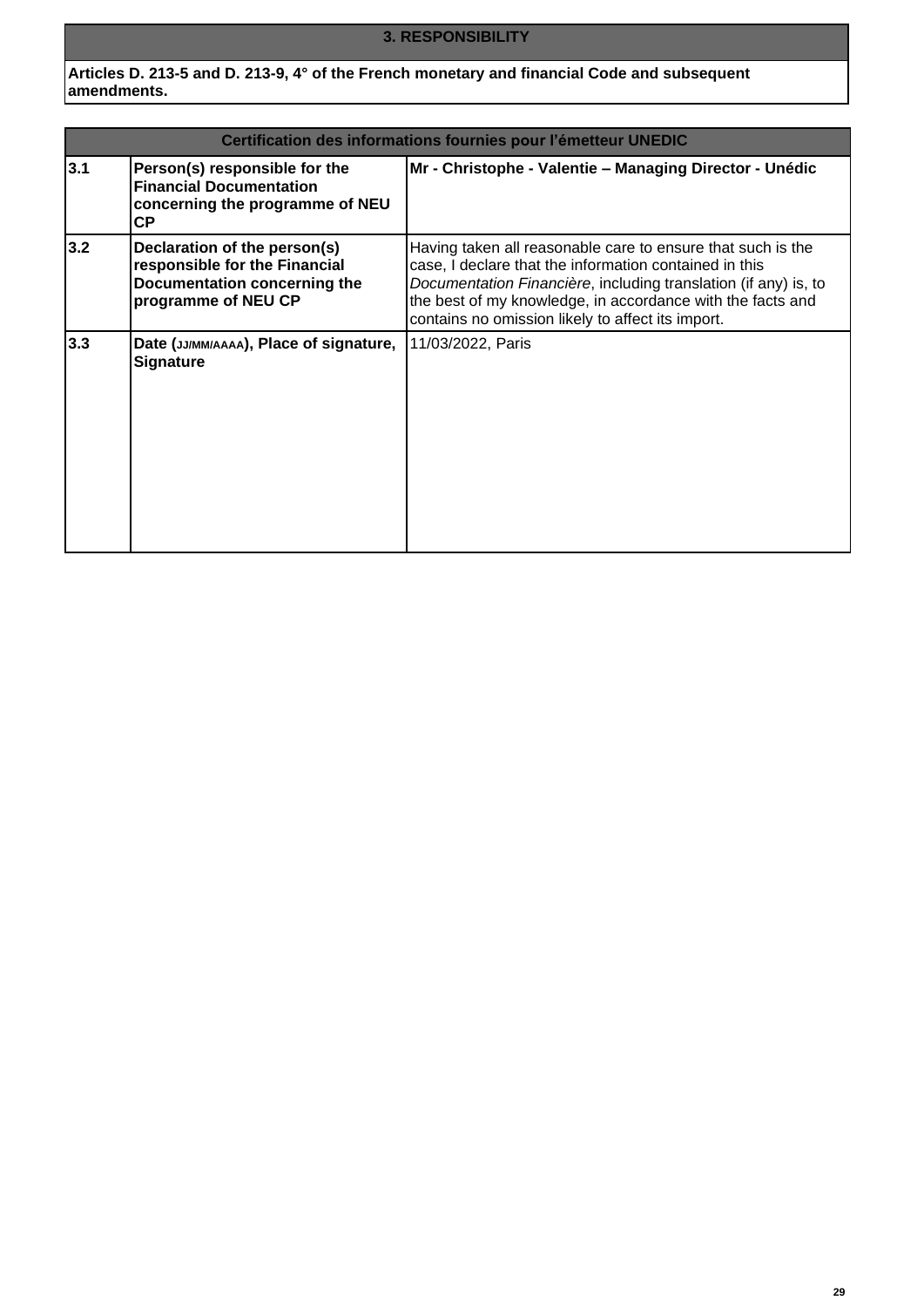## 3. RESPONSIBILITY

**Articles D. 213-5 and D. 213-9, 4° of the French monetary and financial Code and subsequent amendments.**

| Certification des informations fournies pour l'émetteur UNEDIC | | |
|---|---|---|
| **3.1** | **Person(s) responsible for the Financial Documentation concerning the programme of NEU CP** | **Mr - Christophe - Valentie – Managing Director - Unédic** |
| **3.2** | **Declaration of the person(s) responsible for the Financial Documentation concerning the programme of NEU CP** | Having taken all reasonable care to ensure that such is the case, I declare that the information contained in this *Documentation Financière*, including translation (if any) is, to the best of my knowledge, in accordance with the facts and contains no omission likely to affect its import. |
| **3.3** | **Date (JJ/MM/AAAA), Place of signature, Signature** | 11/03/2022, Paris |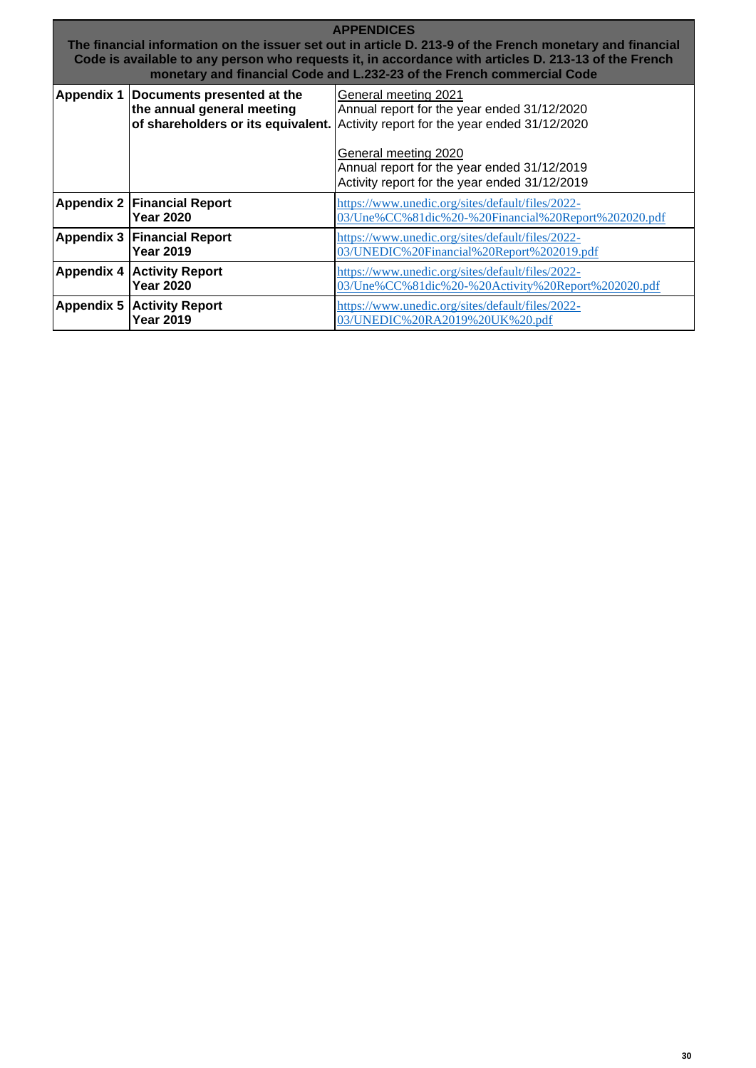| APPENDICES<br>The financial information on the issuer set out in article D. 213-9 of the French monetary and financial Code is available to any person who requests it, in accordance with articles D. 213-13 of the French monetary and financial Code and L.232-23 of the French commercial Code | | |
|---|---|---|
| **Appendix 1** | **Documents presented at the the annual general meeting of shareholders or its equivalent.** | General meeting 2021<br>Annual report for the year ended 31/12/2020<br>Activity report for the year ended 31/12/2020<br><br>General meeting 2020<br>Annual report for the year ended 31/12/2019<br>Activity report for the year ended 31/12/2019 |
| **Appendix 2** | **Financial Report Year 2020** | https://www.unedic.org/sites/default/files/2022-03/Une%CC%81dic%20-%20Financial%20Report%202020.pdf |
| **Appendix 3** | **Financial Report Year 2019** | https://www.unedic.org/sites/default/files/2022-03/UNEDIC%20Financial%20Report%202019.pdf |
| **Appendix 4** | **Activity Report Year 2020** | https://www.unedic.org/sites/default/files/2022-03/Une%CC%81dic%20-%20Activity%20Report%202020.pdf |
| **Appendix 5** | **Activity Report Year 2019** | https://www.unedic.org/sites/default/files/2022-03/UNEDIC%20RA2019%20UK%20.pdf |